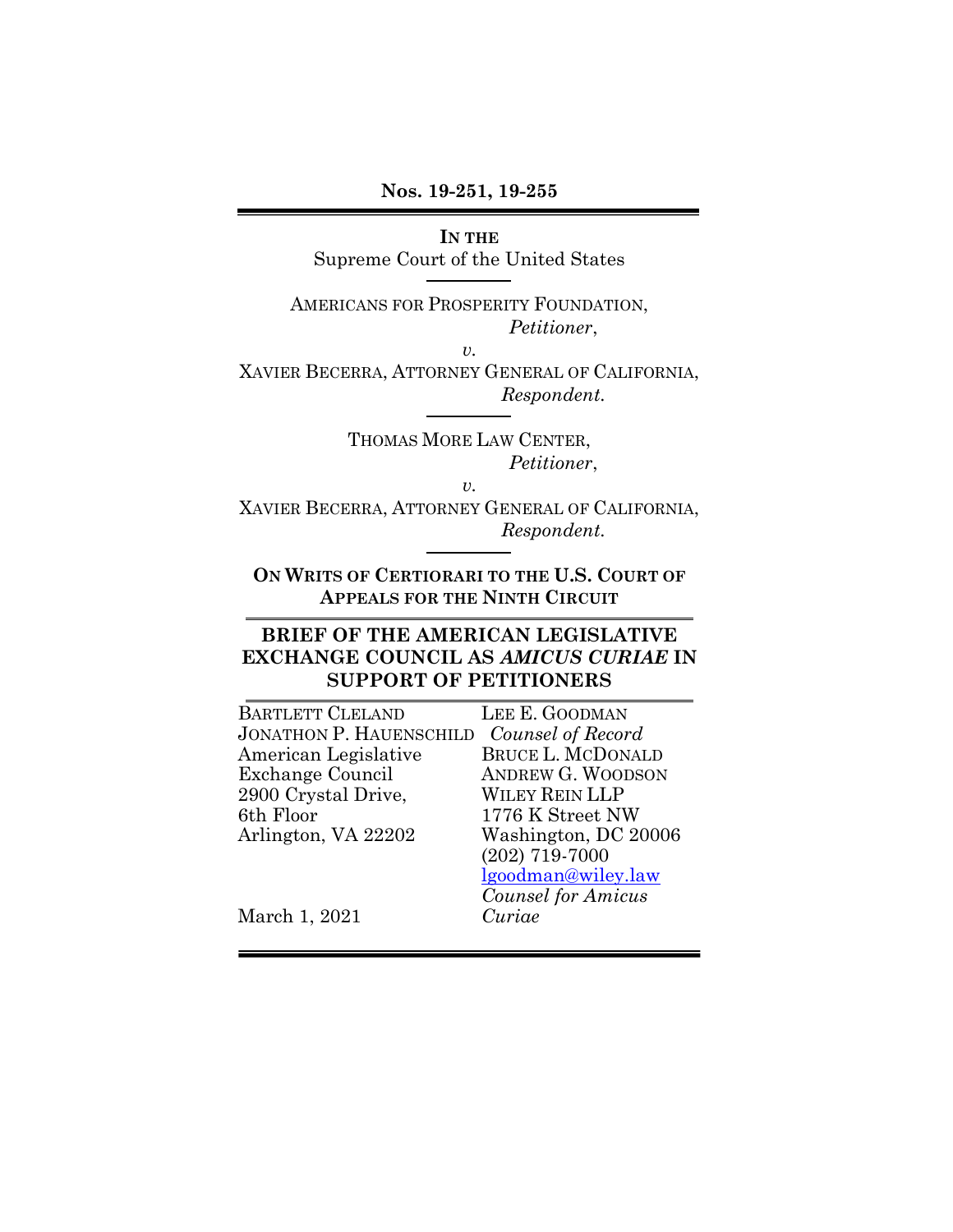**Nos. 19-251, 19-255**

---

**IN THE**
Supreme Court of the United States

---

AMERICANS FOR PROSPERITY FOUNDATION,
*Petitioner*,

*v.*

XAVIER BECERRA, ATTORNEY GENERAL OF CALIFORNIA,
*Respondent.*

---

THOMAS MORE LAW CENTER,
*Petitioner*,

*v.*

XAVIER BECERRA, ATTORNEY GENERAL OF CALIFORNIA,
*Respondent.*

---

**ON WRITS OF CERTIORARI TO THE U.S. COURT OF APPEALS FOR THE NINTH CIRCUIT**

---

# BRIEF OF THE AMERICAN LEGISLATIVE EXCHANGE COUNCIL AS *AMICUS CURIAE* IN SUPPORT OF PETITIONERS

---

BARTLETT CLELAND
JONATHON P. HAUENSCHILD
American Legislative Exchange Council
2900 Crystal Drive, 6th Floor
Arlington, VA 22202

LEE E. GOODMAN
*Counsel of Record*
BRUCE L. MCDONALD
ANDREW G. WOODSON
WILEY REIN LLP
1776 K Street NW
Washington, DC 20006
(202) 719-7000
lgoodman@wiley.law
*Counsel for Amicus Curiae*

March 1, 2021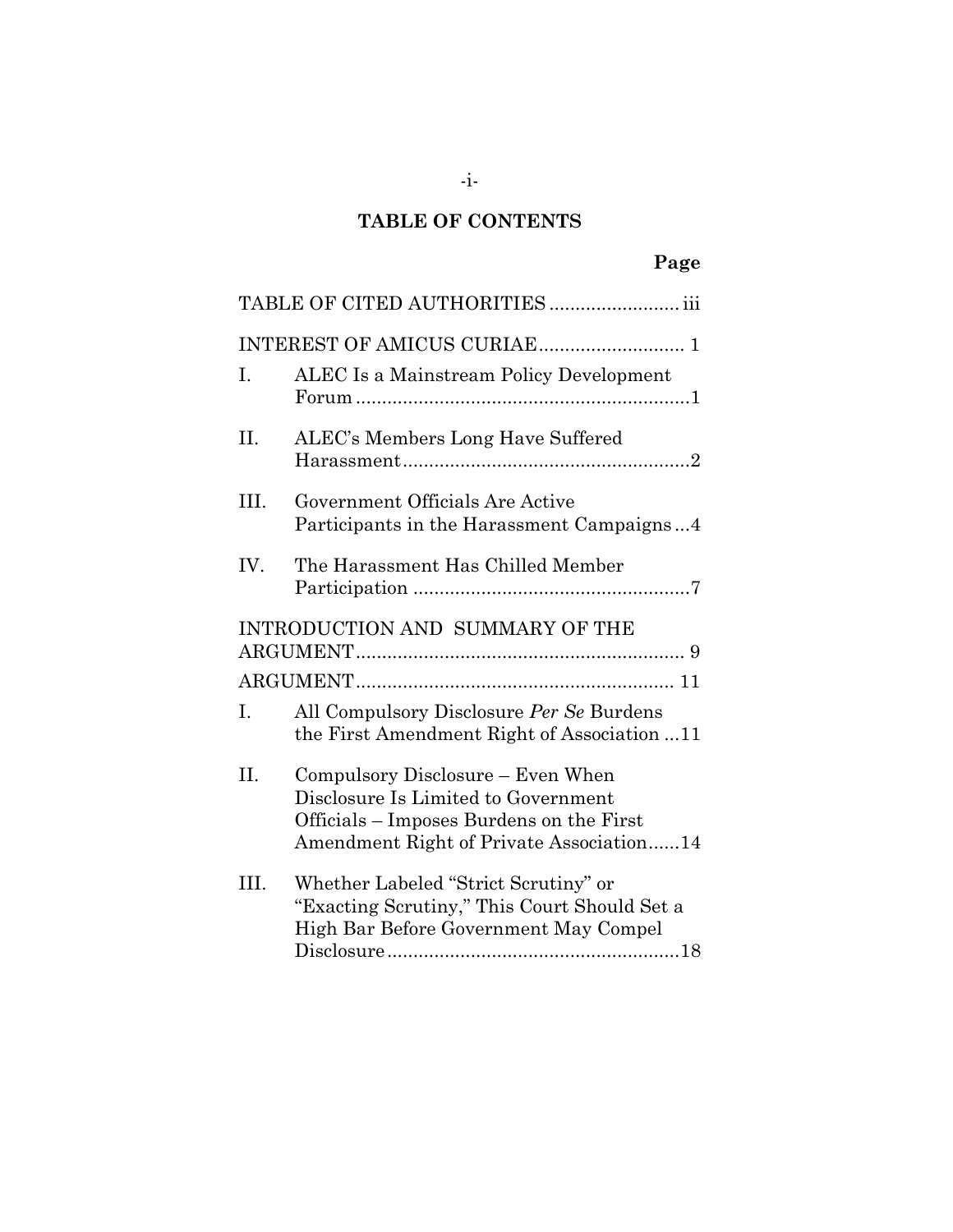## TABLE OF CONTENTS

| | | Page |
|---|---|---|
| TABLE OF CITED AUTHORITIES | | iii |
| INTEREST OF AMICUS CURIAE | | 1 |
| I. | ALEC Is a Mainstream Policy Development Forum | 1 |
| II. | ALEC's Members Long Have Suffered Harassment | 2 |
| III. | Government Officials Are Active Participants in the Harassment Campaigns | 4 |
| IV. | The Harassment Has Chilled Member Participation | 7 |
| INTRODUCTION AND SUMMARY OF THE ARGUMENT | | 9 |
| ARGUMENT | | 11 |
| I. | All Compulsory Disclosure *Per Se* Burdens the First Amendment Right of Association | 11 |
| II. | Compulsory Disclosure – Even When Disclosure Is Limited to Government Officials – Imposes Burdens on the First Amendment Right of Private Association | 14 |
| III. | Whether Labeled "Strict Scrutiny" or "Exacting Scrutiny," This Court Should Set a High Bar Before Government May Compel Disclosure | 18 |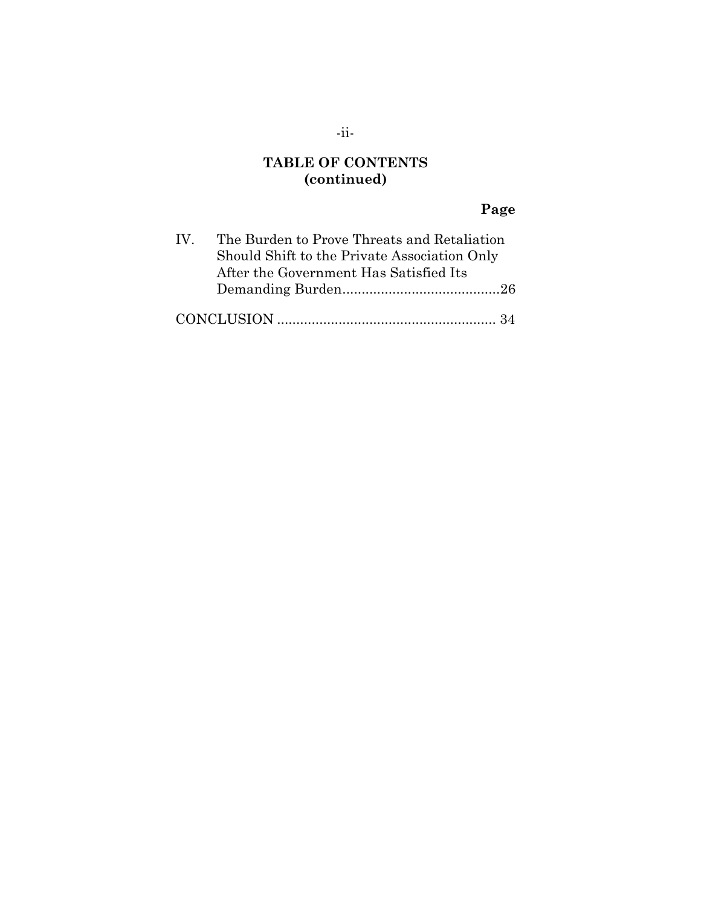## TABLE OF CONTENTS (continued)

| | | Page |
|---|---|---|
| IV. | The Burden to Prove Threats and Retaliation Should Shift to the Private Association Only After the Government Has Satisfied Its Demanding Burden | 26 |
| CONCLUSION | | 34 |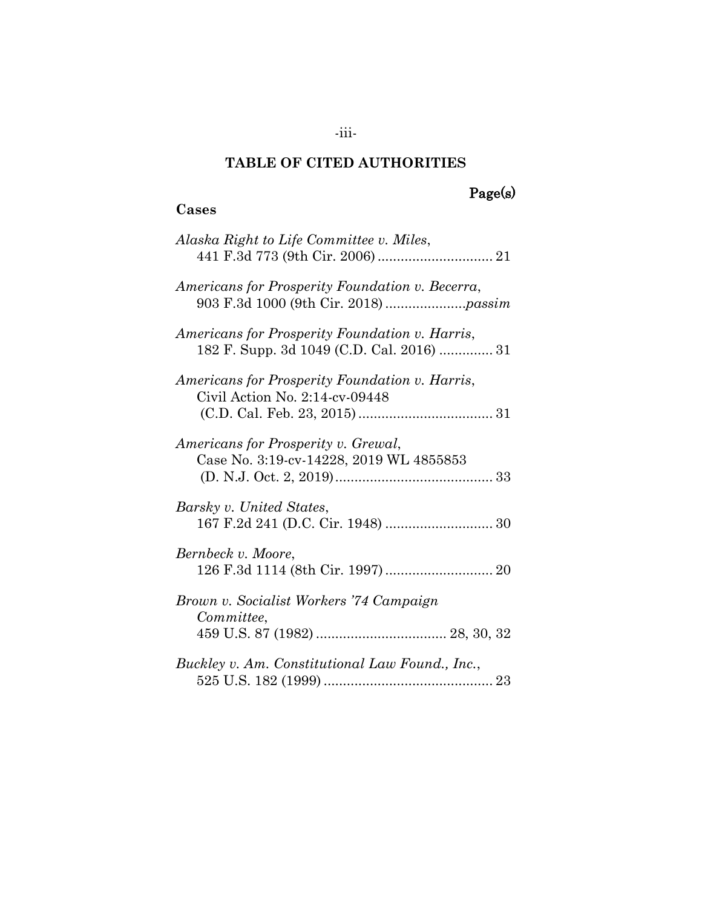## TABLE OF CITED AUTHORITIES

Page(s)

### Cases

*Alaska Right to Life Committee v. Miles*,
441 F.3d 773 (9th Cir. 2006) .............................. 21

*Americans for Prosperity Foundation v. Becerra*,
903 F.3d 1000 (9th Cir. 2018) .....................*passim*

*Americans for Prosperity Foundation v. Harris*,
182 F. Supp. 3d 1049 (C.D. Cal. 2016) .............. 31

*Americans for Prosperity Foundation v. Harris*,
Civil Action No. 2:14-cv-09448
(C.D. Cal. Feb. 23, 2015) ................................... 31

*Americans for Prosperity v. Grewal*,
Case No. 3:19-cv-14228, 2019 WL 4855853
(D. N.J. Oct. 2, 2019) ......................................... 33

*Barsky v. United States*,
167 F.2d 241 (D.C. Cir. 1948) ............................ 30

*Bernbeck v. Moore*,
126 F.3d 1114 (8th Cir. 1997) ............................ 20

*Brown v. Socialist Workers '74 Campaign Committee*,
459 U.S. 87 (1982) .................................. 28, 30, 32

*Buckley v. Am. Constitutional Law Found., Inc.*,
525 U.S. 182 (1999) ............................................ 23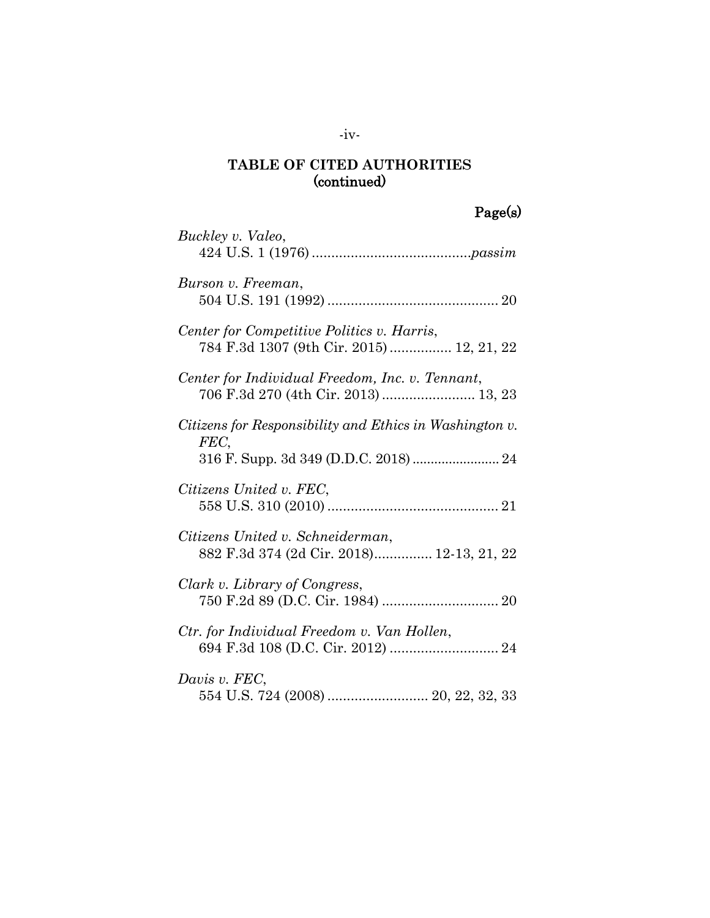## TABLE OF CITED AUTHORITIES (continued)

**Page(s)**

*Buckley v. Valeo*, 424 U.S. 1 (1976) ........................................*passim*

*Burson v. Freeman*, 504 U.S. 191 (1992) ............................................ 20

*Center for Competitive Politics v. Harris*, 784 F.3d 1307 (9th Cir. 2015) ................ 12, 21, 22

*Center for Individual Freedom, Inc. v. Tennant*, 706 F.3d 270 (4th Cir. 2013) ........................ 13, 23

*Citizens for Responsibility and Ethics in Washington v. FEC*, 316 F. Supp. 3d 349 (D.D.C. 2018) ........................ 24

*Citizens United v. FEC*, 558 U.S. 310 (2010) ............................................ 21

*Citizens United v. Schneiderman*, 882 F.3d 374 (2d Cir. 2018)............... 12-13, 21, 22

*Clark v. Library of Congress*, 750 F.2d 89 (D.C. Cir. 1984) .............................. 20

*Ctr. for Individual Freedom v. Van Hollen*, 694 F.3d 108 (D.C. Cir. 2012) ............................ 24

*Davis v. FEC*, 554 U.S. 724 (2008) .......................... 20, 22, 32, 33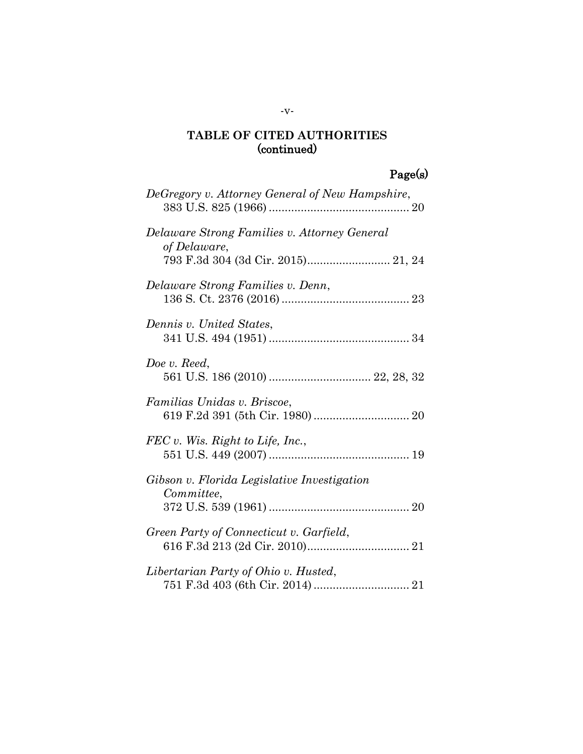## TABLE OF CITED AUTHORITIES (continued)

**Page(s)**

*DeGregory v. Attorney General of New Hampshire*,
383 U.S. 825 (1966) ............................................ 20

*Delaware Strong Families v. Attorney General of Delaware*,
793 F.3d 304 (3d Cir. 2015).......................... 21, 24

*Delaware Strong Families v. Denn*,
136 S. Ct. 2376 (2016) ........................................ 23

*Dennis v. United States*,
341 U.S. 494 (1951) ............................................ 34

*Doe v. Reed*,
561 U.S. 186 (2010) ................................ 22, 28, 32

*Familias Unidas v. Briscoe*,
619 F.2d 391 (5th Cir. 1980) .............................. 20

*FEC v. Wis. Right to Life, Inc.*,
551 U.S. 449 (2007) ............................................ 19

*Gibson v. Florida Legislative Investigation Committee*,
372 U.S. 539 (1961) ............................................ 20

*Green Party of Connecticut v. Garfield*,
616 F.3d 213 (2d Cir. 2010)................................ 21

*Libertarian Party of Ohio v. Husted*,
751 F.3d 403 (6th Cir. 2014) .............................. 21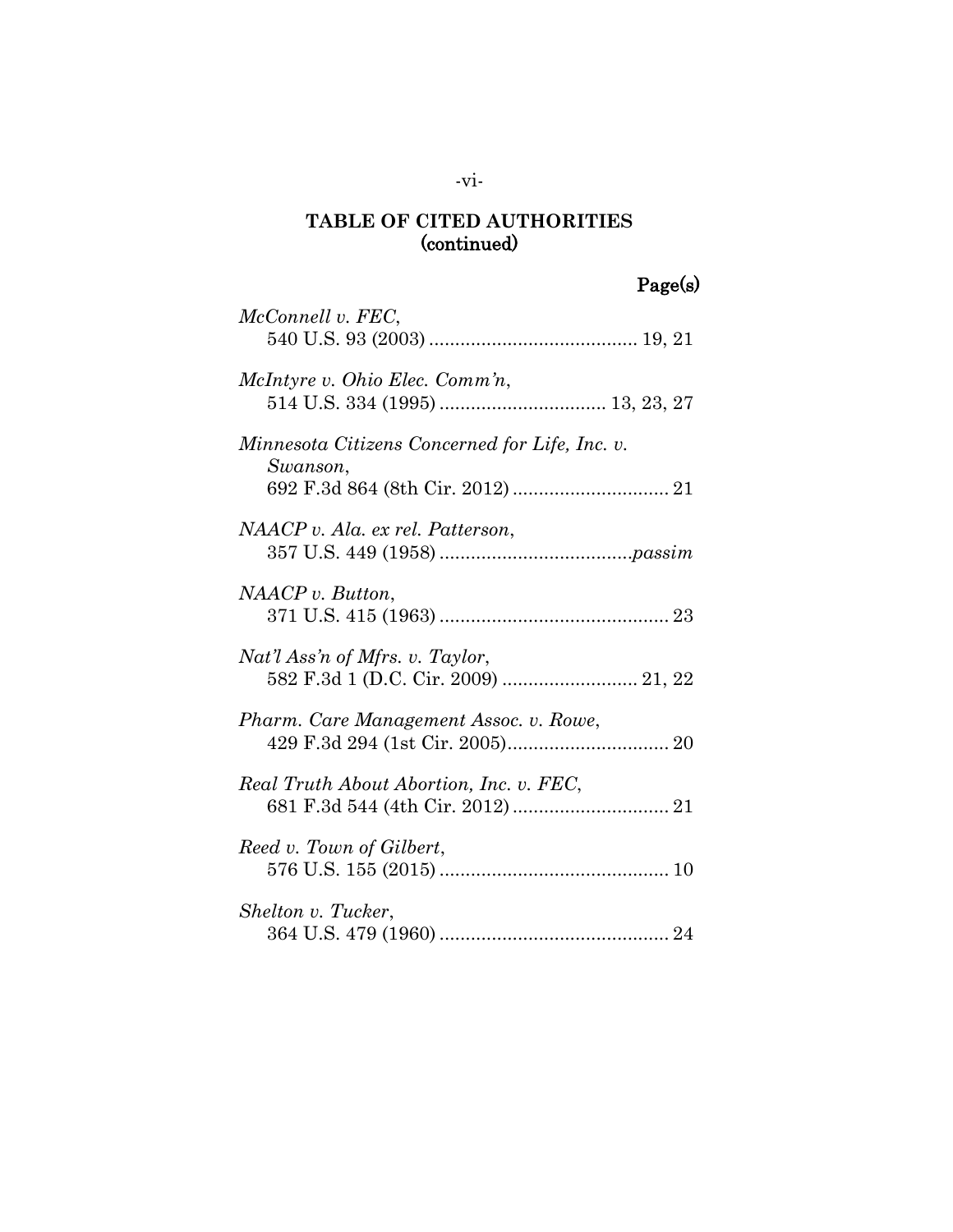**TABLE OF CITED AUTHORITIES**
**(continued)**

**Page(s)**

*McConnell v. FEC*,
540 U.S. 93 (2003) ........................................ 19, 21

*McIntyre v. Ohio Elec. Comm'n*,
514 U.S. 334 (1995) ................................ 13, 23, 27

*Minnesota Citizens Concerned for Life, Inc. v. Swanson*,
692 F.3d 864 (8th Cir. 2012) .............................. 21

*NAACP v. Ala. ex rel. Patterson*,
357 U.S. 449 (1958) .....................................*passim*

*NAACP v. Button*,
371 U.S. 415 (1963) ............................................ 23

*Nat'l Ass'n of Mfrs. v. Taylor*,
582 F.3d 1 (D.C. Cir. 2009) .......................... 21, 22

*Pharm. Care Management Assoc. v. Rowe*,
429 F.3d 294 (1st Cir. 2005)............................... 20

*Real Truth About Abortion, Inc. v. FEC*,
681 F.3d 544 (4th Cir. 2012) .............................. 21

*Reed v. Town of Gilbert*,
576 U.S. 155 (2015) ............................................ 10

*Shelton v. Tucker*,
364 U.S. 479 (1960) ............................................ 24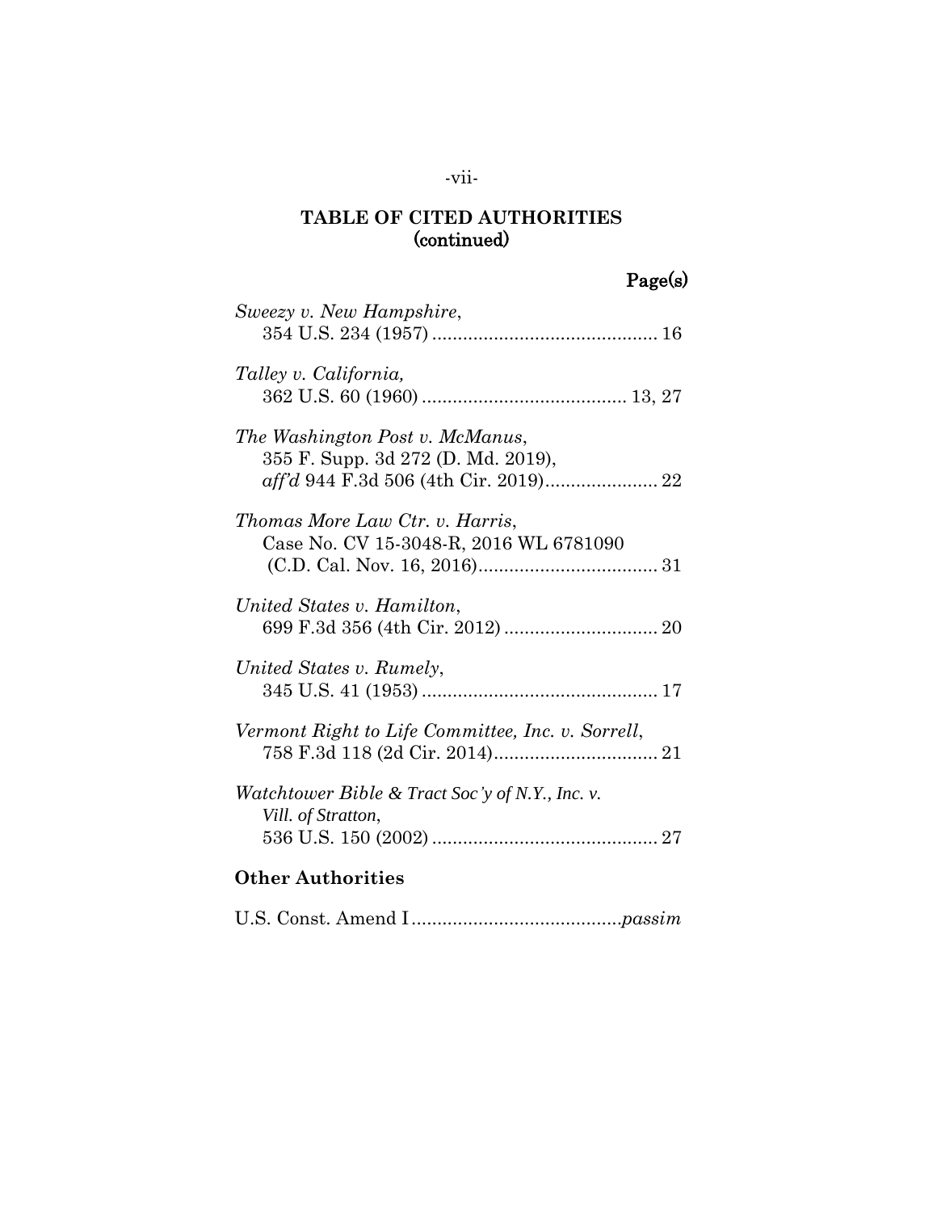## TABLE OF CITED AUTHORITIES (continued)

**Page(s)**

*Sweezy v. New Hampshire*,
354 U.S. 234 (1957) ........................................... 16

*Talley v. California,*
362 U.S. 60 (1960) ....................................... 13, 27

*The Washington Post v. McManus*,
355 F. Supp. 3d 272 (D. Md. 2019),
*aff'd* 944 F.3d 506 (4th Cir. 2019)...................... 22

*Thomas More Law Ctr. v. Harris*,
Case No. CV 15-3048-R, 2016 WL 6781090
(C.D. Cal. Nov. 16, 2016)................................... 31

*United States v. Hamilton*,
699 F.3d 356 (4th Cir. 2012) .............................. 20

*United States v. Rumely*,
345 U.S. 41 (1953) ............................................. 17

*Vermont Right to Life Committee, Inc. v. Sorrell*,
758 F.3d 118 (2d Cir. 2014)................................ 21

*Watchtower Bible & Tract Soc'y of N.Y., Inc. v. Vill. of Stratton*,
536 U.S. 150 (2002) ........................................... 27

**Other Authorities**

U.S. Const. Amend I........................................*passim*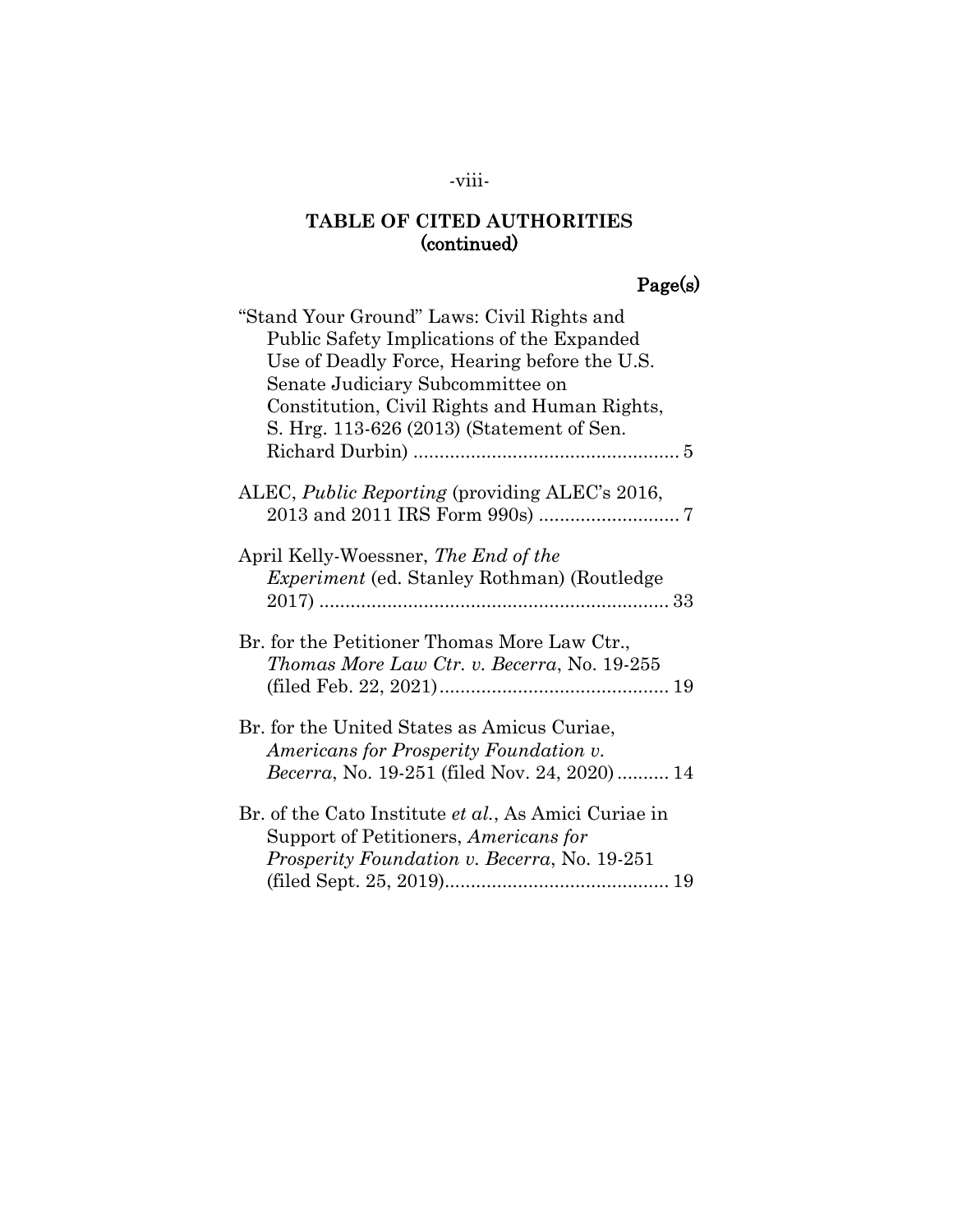## TABLE OF CITED AUTHORITIES (continued)

**Page(s)**

"Stand Your Ground" Laws: Civil Rights and Public Safety Implications of the Expanded Use of Deadly Force, Hearing before the U.S. Senate Judiciary Subcommittee on Constitution, Civil Rights and Human Rights, S. Hrg. 113-626 (2013) (Statement of Sen. Richard Durbin) .................................................. 5

ALEC, *Public Reporting* (providing ALEC's 2016, 2013 and 2011 IRS Form 990s) .......................... 7

April Kelly-Woessner, *The End of the Experiment* (ed. Stanley Rothman) (Routledge 2017) .................................................................. 33

Br. for the Petitioner Thomas More Law Ctr., *Thomas More Law Ctr. v. Becerra*, No. 19-255 (filed Feb. 22, 2021)........................................... 19

Br. for the United States as Amicus Curiae, *Americans for Prosperity Foundation v. Becerra*, No. 19-251 (filed Nov. 24, 2020).......... 14

Br. of the Cato Institute *et al.*, As Amici Curiae in Support of Petitioners, *Americans for Prosperity Foundation v. Becerra*, No. 19-251 (filed Sept. 25, 2019).......................................... 19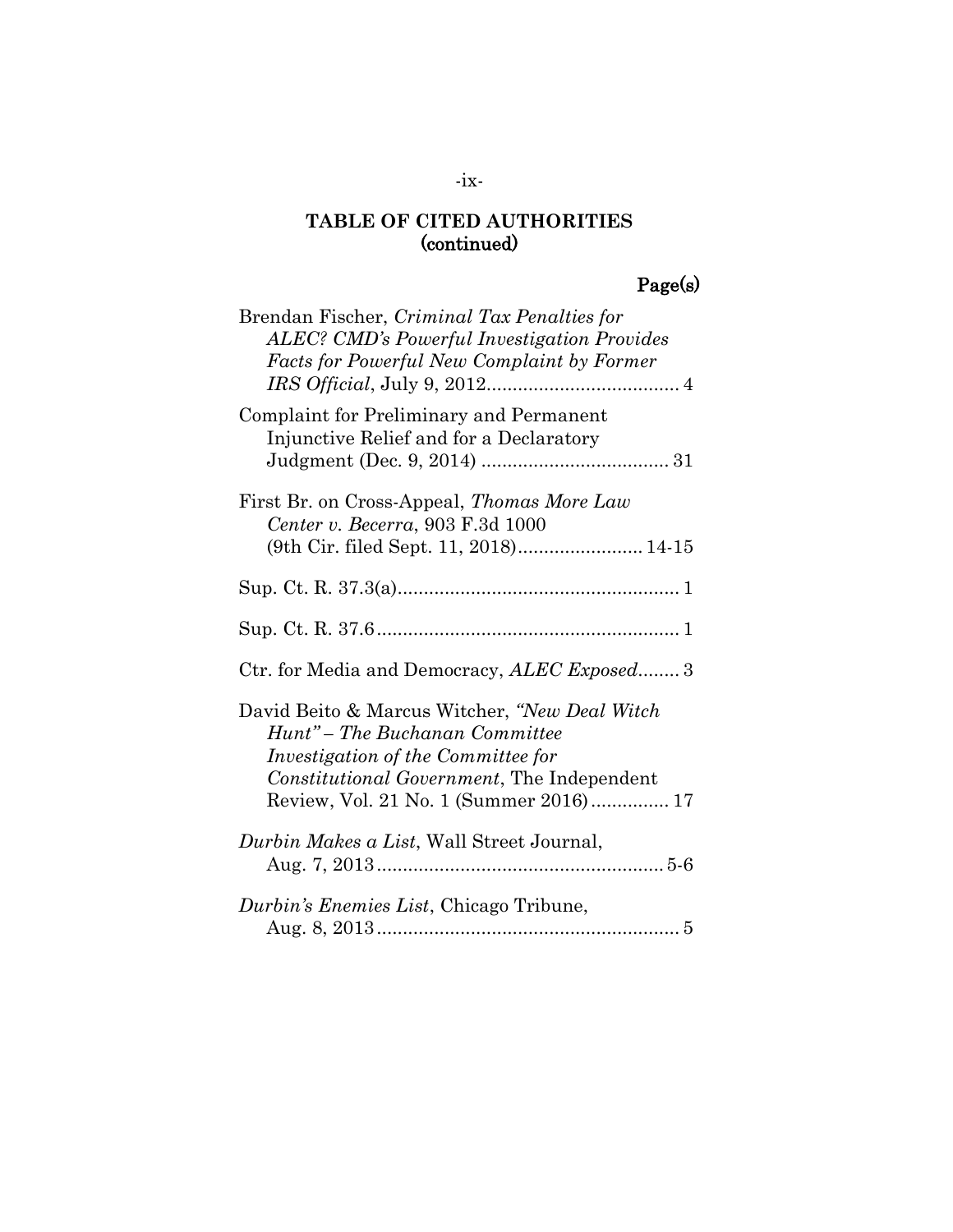## TABLE OF CITED AUTHORITIES (continued)

**Page(s)**

Brendan Fischer, *Criminal Tax Penalties for ALEC? CMD's Powerful Investigation Provides Facts for Powerful New Complaint by Former IRS Official*, July 9, 2012 .................................... 4

Complaint for Preliminary and Permanent Injunctive Relief and for a Declaratory Judgment (Dec. 9, 2014) .................................... 31

First Br. on Cross-Appeal, *Thomas More Law Center v. Becerra*, 903 F.3d 1000 (9th Cir. filed Sept. 11, 2018) ........................ 14-15

Sup. Ct. R. 37.3(a) ...................................................... 1

Sup. Ct. R. 37.6 .......................................................... 1

Ctr. for Media and Democracy, *ALEC Exposed* ........ 3

David Beito & Marcus Witcher, *"New Deal Witch Hunt" – The Buchanan Committee Investigation of the Committee for Constitutional Government*, The Independent Review, Vol. 21 No. 1 (Summer 2016) ............... 17

*Durbin Makes a List*, Wall Street Journal, Aug. 7, 2013 ....................................................... 5-6

*Durbin's Enemies List*, Chicago Tribune, Aug. 8, 2013 .......................................................... 5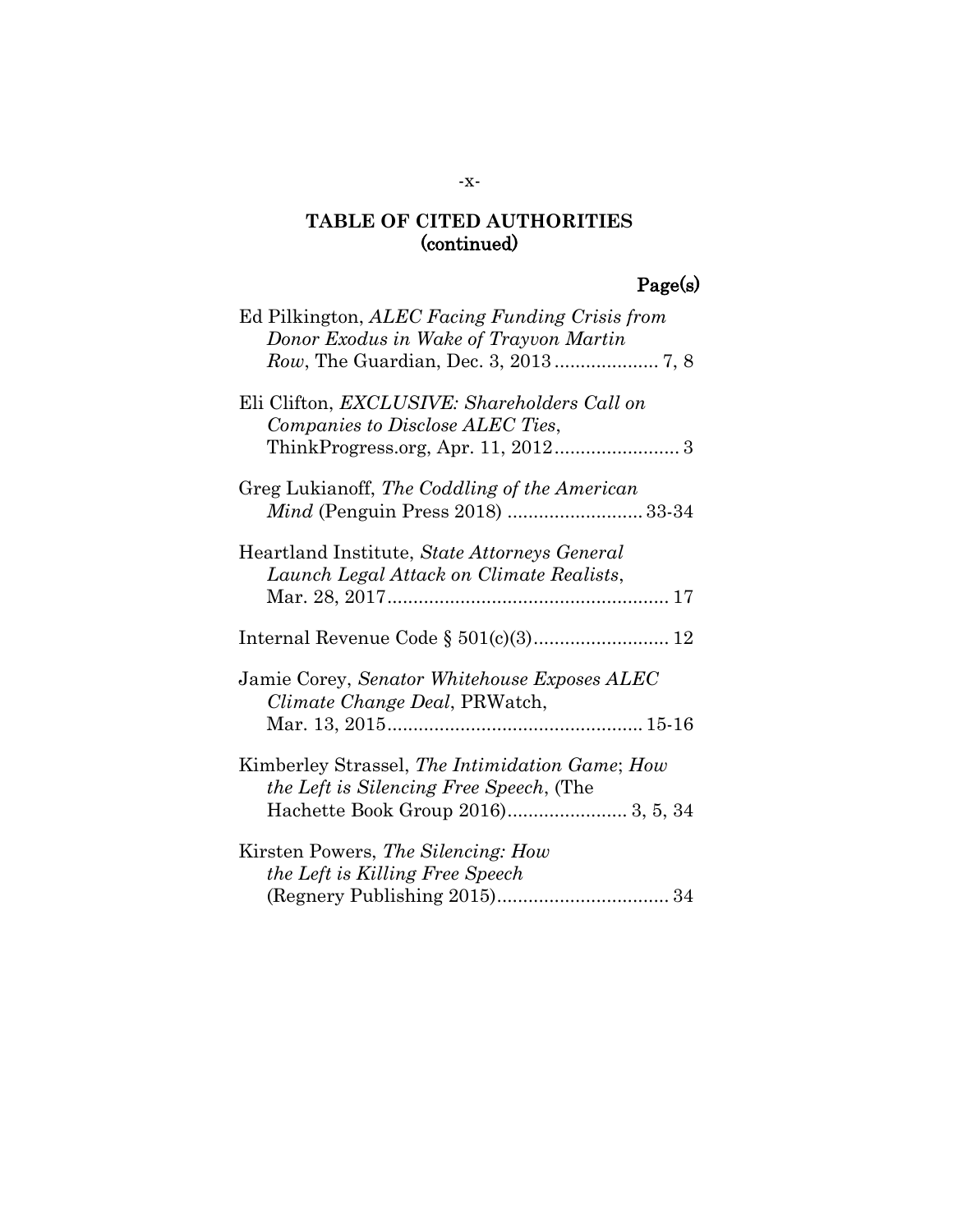## TABLE OF CITED AUTHORITIES (continued)

**Page(s)**

Ed Pilkington, *ALEC Facing Funding Crisis from Donor Exodus in Wake of Trayvon Martin Row*, The Guardian, Dec. 3, 2013 .................... 7, 8

Eli Clifton, *EXCLUSIVE: Shareholders Call on Companies to Disclose ALEC Ties*, ThinkProgress.org, Apr. 11, 2012 ........................ 3

Greg Lukianoff, *The Coddling of the American Mind* (Penguin Press 2018) .......................... 33-34

Heartland Institute, *State Attorneys General Launch Legal Attack on Climate Realists*, Mar. 28, 2017 ...................................................... 17

Internal Revenue Code § 501(c)(3) .......................... 12

Jamie Corey, *Senator Whitehouse Exposes ALEC Climate Change Deal*, PRWatch, Mar. 13, 2015 ................................................ 15-16

Kimberley Strassel, *The Intimidation Game*; *How the Left is Silencing Free Speech*, (The Hachette Book Group 2016) ....................... 3, 5, 34

Kirsten Powers, *The Silencing: How the Left is Killing Free Speech* (Regnery Publishing 2015) ................................. 34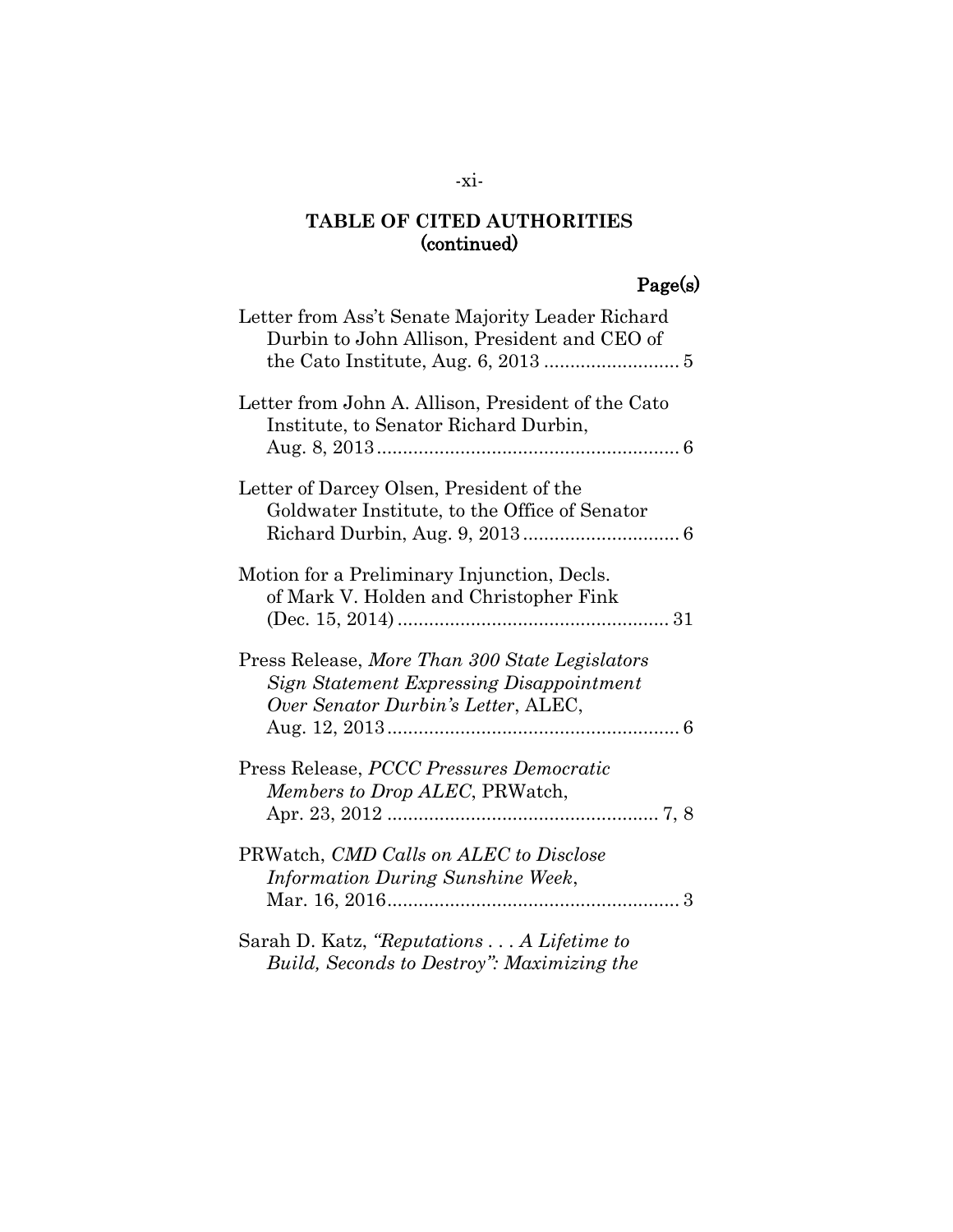**TABLE OF CITED AUTHORITIES**
**(continued)**

**Page(s)**

Letter from Ass't Senate Majority Leader Richard Durbin to John Allison, President and CEO of the Cato Institute, Aug. 6, 2013 .......................... 5

Letter from John A. Allison, President of the Cato Institute, to Senator Richard Durbin, Aug. 8, 2013 .......................................................... 6

Letter of Darcey Olsen, President of the Goldwater Institute, to the Office of Senator Richard Durbin, Aug. 9, 2013 .............................. 6

Motion for a Preliminary Injunction, Decls. of Mark V. Holden and Christopher Fink (Dec. 15, 2014) .................................................... 31

Press Release, *More Than 300 State Legislators Sign Statement Expressing Disappointment Over Senator Durbin's Letter*, ALEC, Aug. 12, 2013 ........................................................ 6

Press Release, *PCCC Pressures Democratic Members to Drop ALEC*, PRWatch, Apr. 23, 2012 .................................................... 7, 8

PRWatch, *CMD Calls on ALEC to Disclose Information During Sunshine Week*, Mar. 16, 2016 ........................................................ 3

Sarah D. Katz, *"Reputations . . . A Lifetime to Build, Seconds to Destroy": Maximizing the*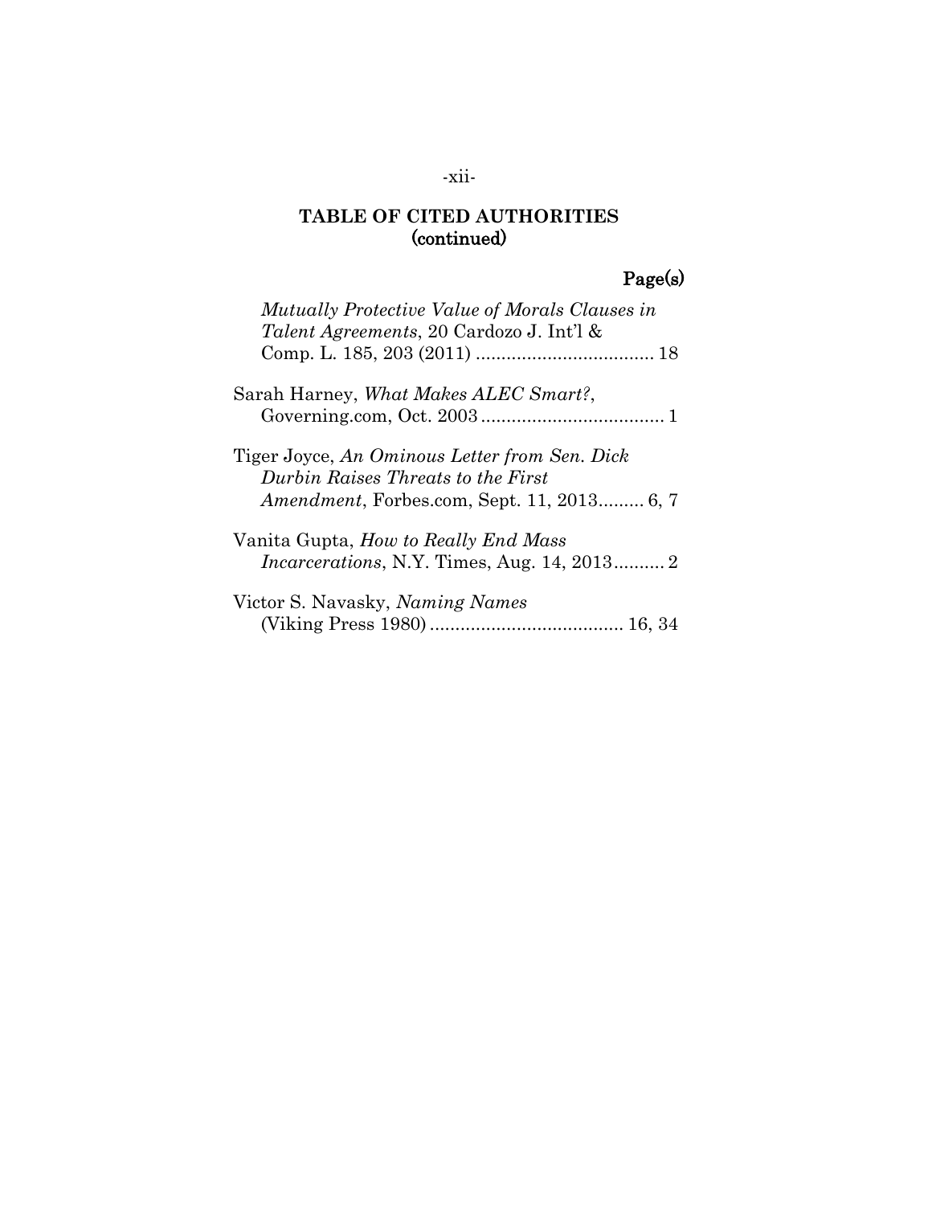**TABLE OF CITED AUTHORITIES**
**(continued)**

**Page(s)**

*Mutually Protective Value of Morals Clauses in Talent Agreements*, 20 Cardozo J. Int'l & Comp. L. 185, 203 (2011) .................................... 18

Sarah Harney, *What Makes ALEC Smart?*, Governing.com, Oct. 2003 .................................... 1

Tiger Joyce, *An Ominous Letter from Sen. Dick Durbin Raises Threats to the First Amendment*, Forbes.com, Sept. 11, 2013......... 6, 7

Vanita Gupta, *How to Really End Mass Incarcerations*, N.Y. Times, Aug. 14, 2013.......... 2

Victor S. Navasky, *Naming Names* (Viking Press 1980) ...................................... 16, 34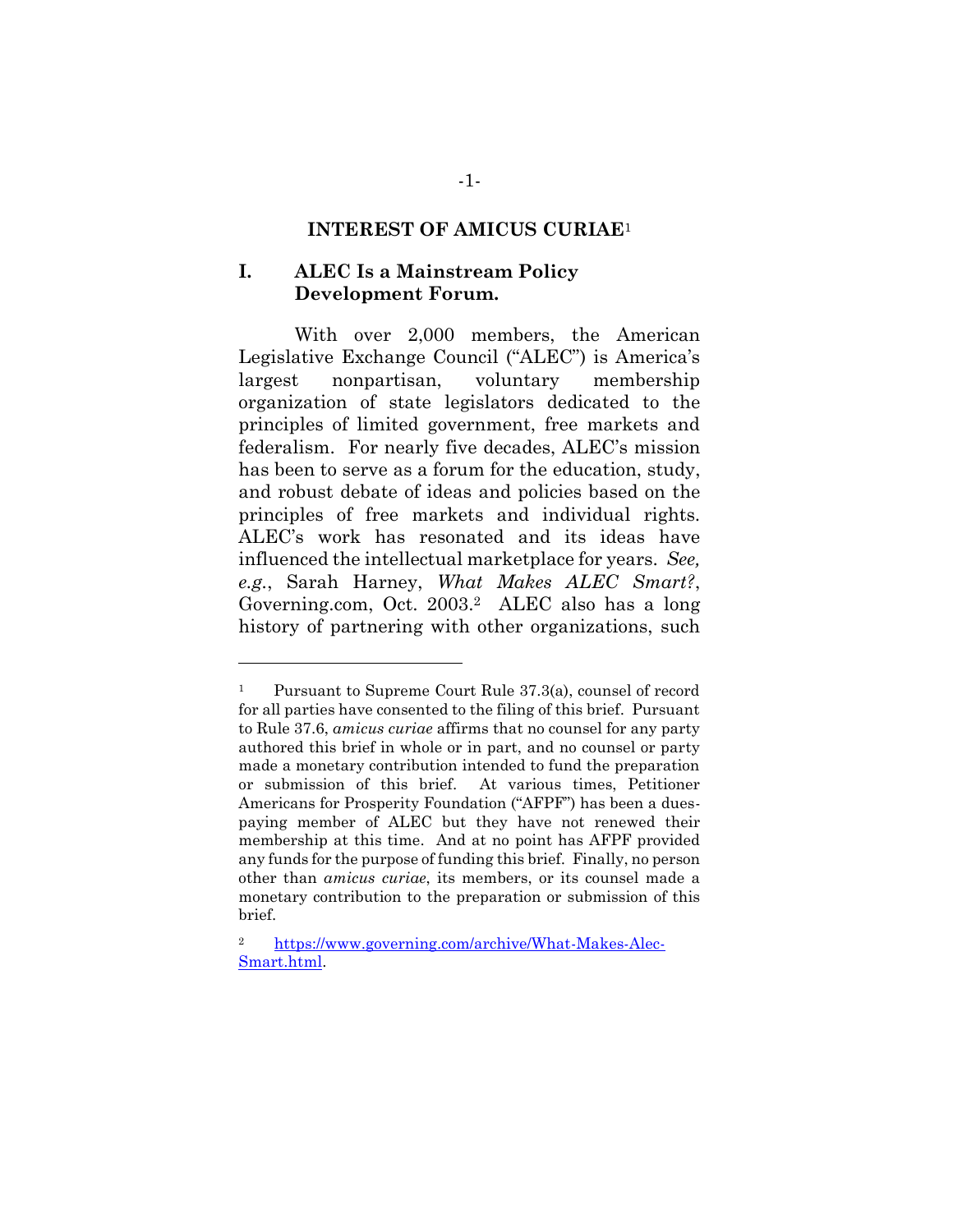## INTEREST OF AMICUS CURIAE[1]

### I. ALEC Is a Mainstream Policy Development Forum.

With over 2,000 members, the American Legislative Exchange Council ("ALEC") is America's largest nonpartisan, voluntary membership organization of state legislators dedicated to the principles of limited government, free markets and federalism. For nearly five decades, ALEC's mission has been to serve as a forum for the education, study, and robust debate of ideas and policies based on the principles of free markets and individual rights. ALEC's work has resonated and its ideas have influenced the intellectual marketplace for years. *See, e.g.*, Sarah Harney, *What Makes ALEC Smart?*, Governing.com, Oct. 2003.[2] ALEC also has a long history of partnering with other organizations, such

---

[1] Pursuant to Supreme Court Rule 37.3(a), counsel of record for all parties have consented to the filing of this brief. Pursuant to Rule 37.6, *amicus curiae* affirms that no counsel for any party authored this brief in whole or in part, and no counsel or party made a monetary contribution intended to fund the preparation or submission of this brief. At various times, Petitioner Americans for Prosperity Foundation ("AFPF") has been a dues-paying member of ALEC but they have not renewed their membership at this time. And at no point has AFPF provided any funds for the purpose of funding this brief. Finally, no person other than *amicus curiae*, its members, or its counsel made a monetary contribution to the preparation or submission of this brief.

[2] https://www.governing.com/archive/What-Makes-Alec-Smart.html.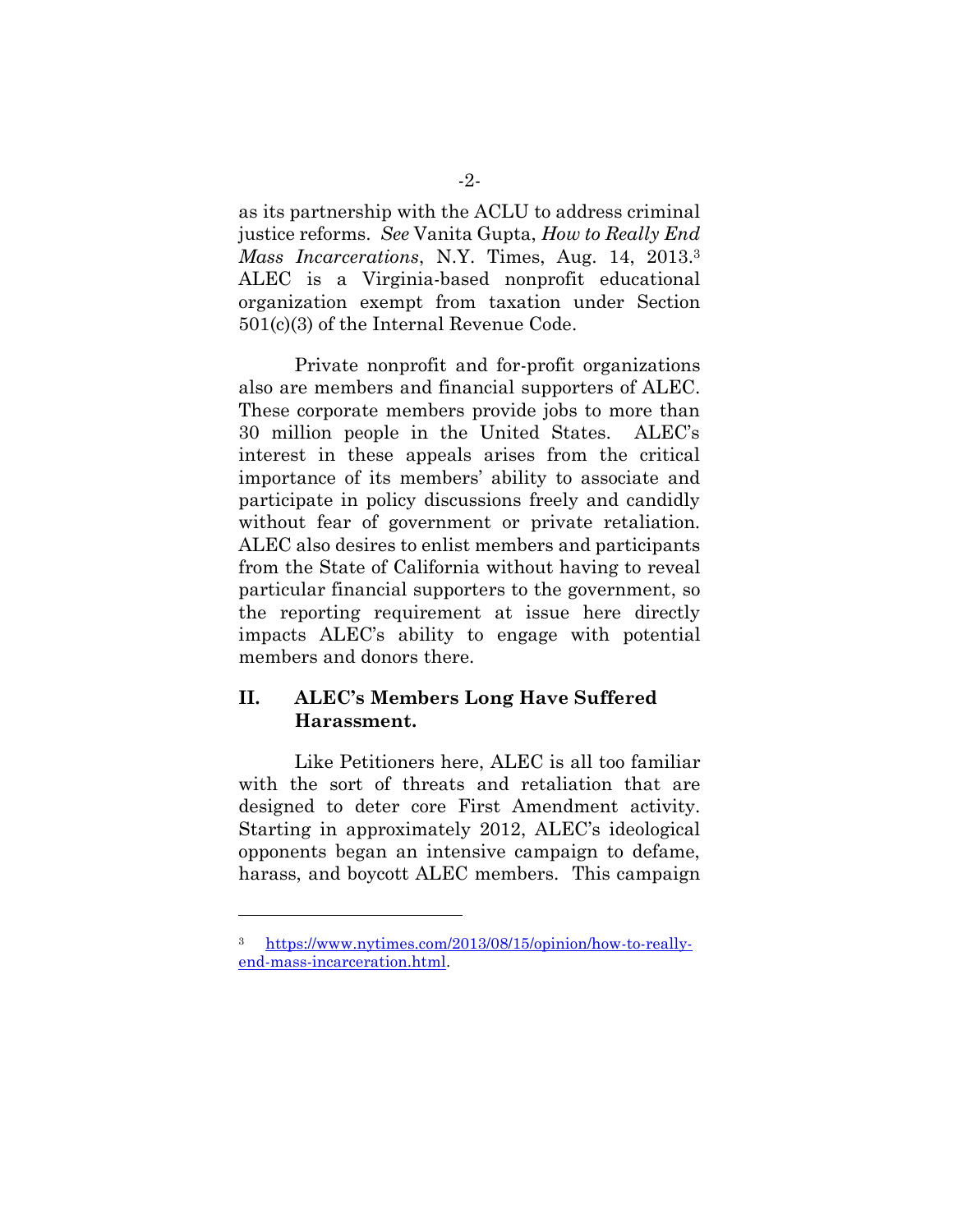as its partnership with the ACLU to address criminal justice reforms. *See* Vanita Gupta, *How to Really End Mass Incarcerations*, N.Y. Times, Aug. 14, 2013.[3] ALEC is a Virginia-based nonprofit educational organization exempt from taxation under Section 501(c)(3) of the Internal Revenue Code.

Private nonprofit and for-profit organizations also are members and financial supporters of ALEC. These corporate members provide jobs to more than 30 million people in the United States. ALEC's interest in these appeals arises from the critical importance of its members' ability to associate and participate in policy discussions freely and candidly without fear of government or private retaliation. ALEC also desires to enlist members and participants from the State of California without having to reveal particular financial supporters to the government, so the reporting requirement at issue here directly impacts ALEC's ability to engage with potential members and donors there.

## II. ALEC's Members Long Have Suffered Harassment.

Like Petitioners here, ALEC is all too familiar with the sort of threats and retaliation that are designed to deter core First Amendment activity. Starting in approximately 2012, ALEC's ideological opponents began an intensive campaign to defame, harass, and boycott ALEC members. This campaign

---

[3] https://www.nytimes.com/2013/08/15/opinion/how-to-really-end-mass-incarceration.html.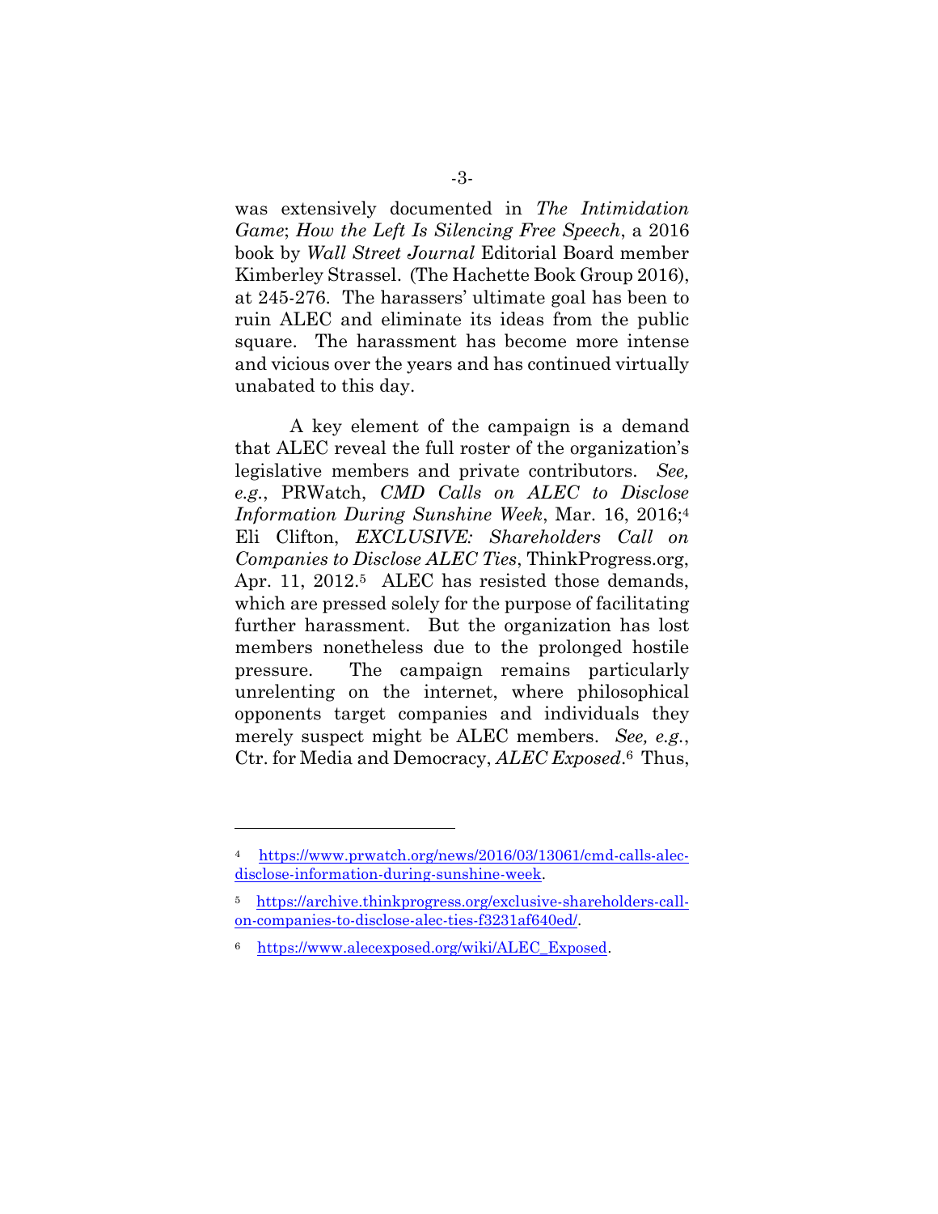was extensively documented in *The Intimidation Game*; *How the Left Is Silencing Free Speech*, a 2016 book by *Wall Street Journal* Editorial Board member Kimberley Strassel. (The Hachette Book Group 2016), at 245-276. The harassers' ultimate goal has been to ruin ALEC and eliminate its ideas from the public square. The harassment has become more intense and vicious over the years and has continued virtually unabated to this day.

A key element of the campaign is a demand that ALEC reveal the full roster of the organization's legislative members and private contributors. *See, e.g.*, PRWatch, *CMD Calls on ALEC to Disclose Information During Sunshine Week*, Mar. 16, 2016;[4] Eli Clifton, *EXCLUSIVE: Shareholders Call on Companies to Disclose ALEC Ties*, ThinkProgress.org, Apr. 11, 2012.[5] ALEC has resisted those demands, which are pressed solely for the purpose of facilitating further harassment. But the organization has lost members nonetheless due to the prolonged hostile pressure. The campaign remains particularly unrelenting on the internet, where philosophical opponents target companies and individuals they merely suspect might be ALEC members. *See, e.g.*, Ctr. for Media and Democracy, *ALEC Exposed*.[6] Thus,

---

[4] https://www.prwatch.org/news/2016/03/13061/cmd-calls-alec-disclose-information-during-sunshine-week.

[5] https://archive.thinkprogress.org/exclusive-shareholders-call-on-companies-to-disclose-alec-ties-f3231af640ed/.

[6] https://www.alecexposed.org/wiki/ALEC_Exposed.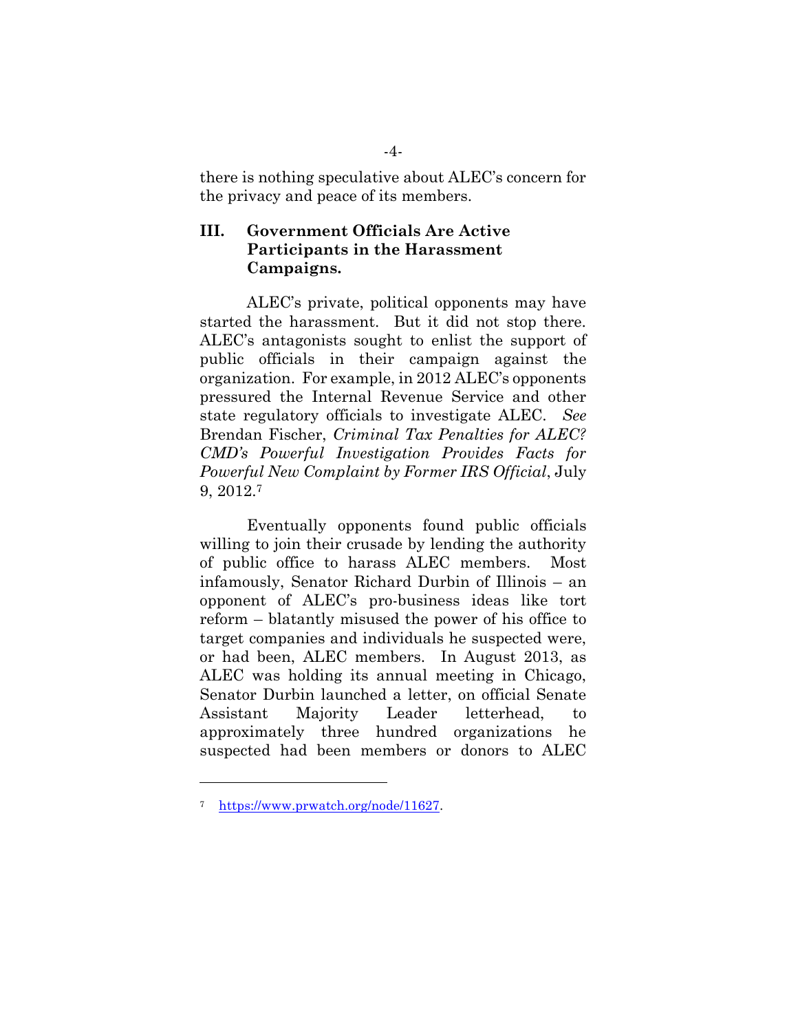there is nothing speculative about ALEC's concern for the privacy and peace of its members.

### III. Government Officials Are Active Participants in the Harassment Campaigns.

ALEC's private, political opponents may have started the harassment. But it did not stop there. ALEC's antagonists sought to enlist the support of public officials in their campaign against the organization. For example, in 2012 ALEC's opponents pressured the Internal Revenue Service and other state regulatory officials to investigate ALEC. *See* Brendan Fischer, *Criminal Tax Penalties for ALEC? CMD's Powerful Investigation Provides Facts for Powerful New Complaint by Former IRS Official*, July 9, 2012.[7]

Eventually opponents found public officials willing to join their crusade by lending the authority of public office to harass ALEC members. Most infamously, Senator Richard Durbin of Illinois – an opponent of ALEC's pro-business ideas like tort reform – blatantly misused the power of his office to target companies and individuals he suspected were, or had been, ALEC members. In August 2013, as ALEC was holding its annual meeting in Chicago, Senator Durbin launched a letter, on official Senate Assistant Majority Leader letterhead, to approximately three hundred organizations he suspected had been members or donors to ALEC

---

[7] https://www.prwatch.org/node/11627.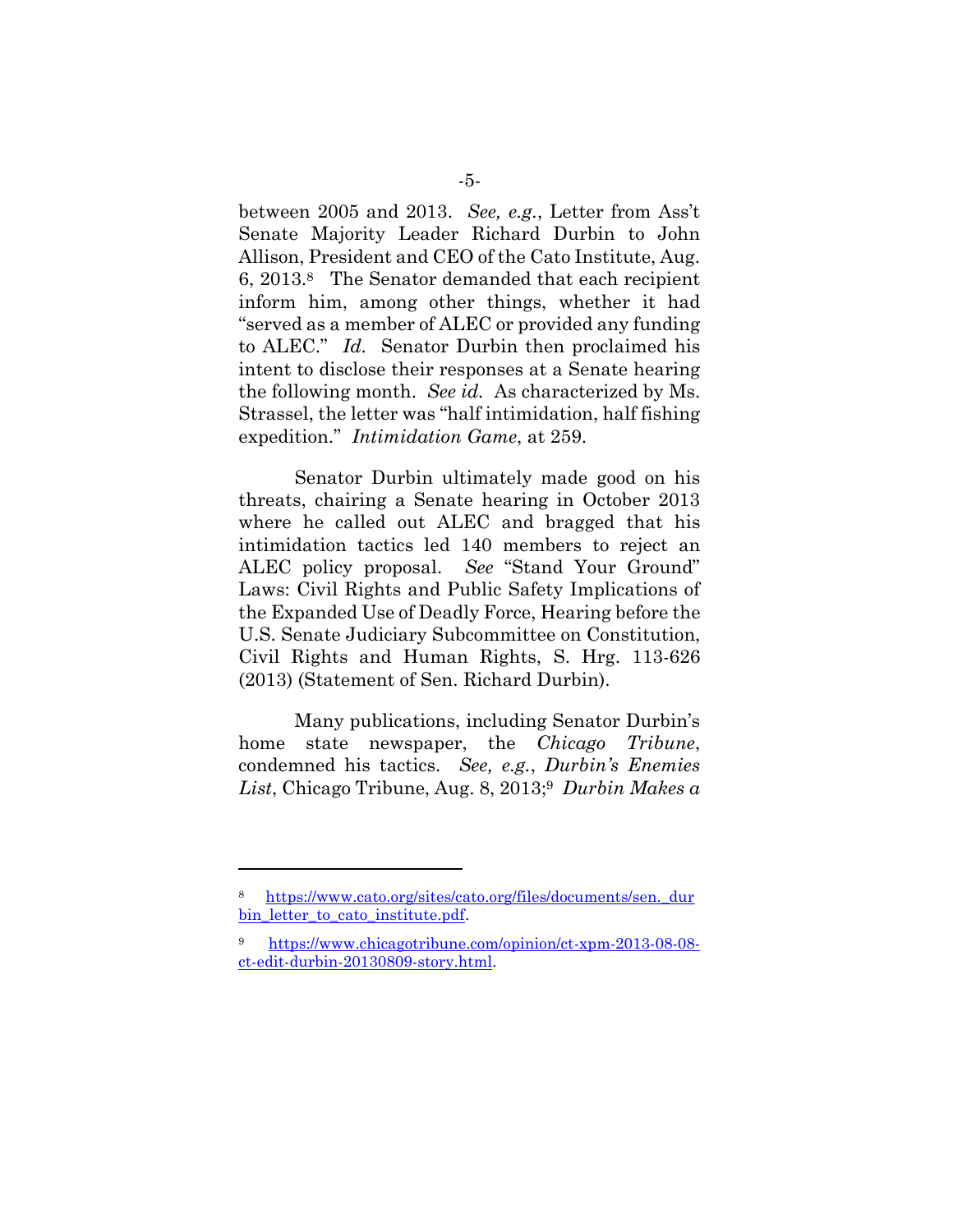between 2005 and 2013. *See, e.g.*, Letter from Ass't Senate Majority Leader Richard Durbin to John Allison, President and CEO of the Cato Institute, Aug. 6, 2013.[8] The Senator demanded that each recipient inform him, among other things, whether it had "served as a member of ALEC or provided any funding to ALEC." *Id.* Senator Durbin then proclaimed his intent to disclose their responses at a Senate hearing the following month. *See id.* As characterized by Ms. Strassel, the letter was "half intimidation, half fishing expedition." *Intimidation Game*, at 259.

Senator Durbin ultimately made good on his threats, chairing a Senate hearing in October 2013 where he called out ALEC and bragged that his intimidation tactics led 140 members to reject an ALEC policy proposal. *See* "Stand Your Ground" Laws: Civil Rights and Public Safety Implications of the Expanded Use of Deadly Force, Hearing before the U.S. Senate Judiciary Subcommittee on Constitution, Civil Rights and Human Rights, S. Hrg. 113-626 (2013) (Statement of Sen. Richard Durbin).

Many publications, including Senator Durbin's home state newspaper, the *Chicago Tribune*, condemned his tactics. *See, e.g.*, *Durbin's Enemies List*, Chicago Tribune, Aug. 8, 2013;[9] *Durbin Makes a*

---

[8] https://www.cato.org/sites/cato.org/files/documents/sen._durbin_letter_to_cato_institute.pdf.

[9] https://www.chicagotribune.com/opinion/ct-xpm-2013-08-08-ct-edit-durbin-20130809-story.html.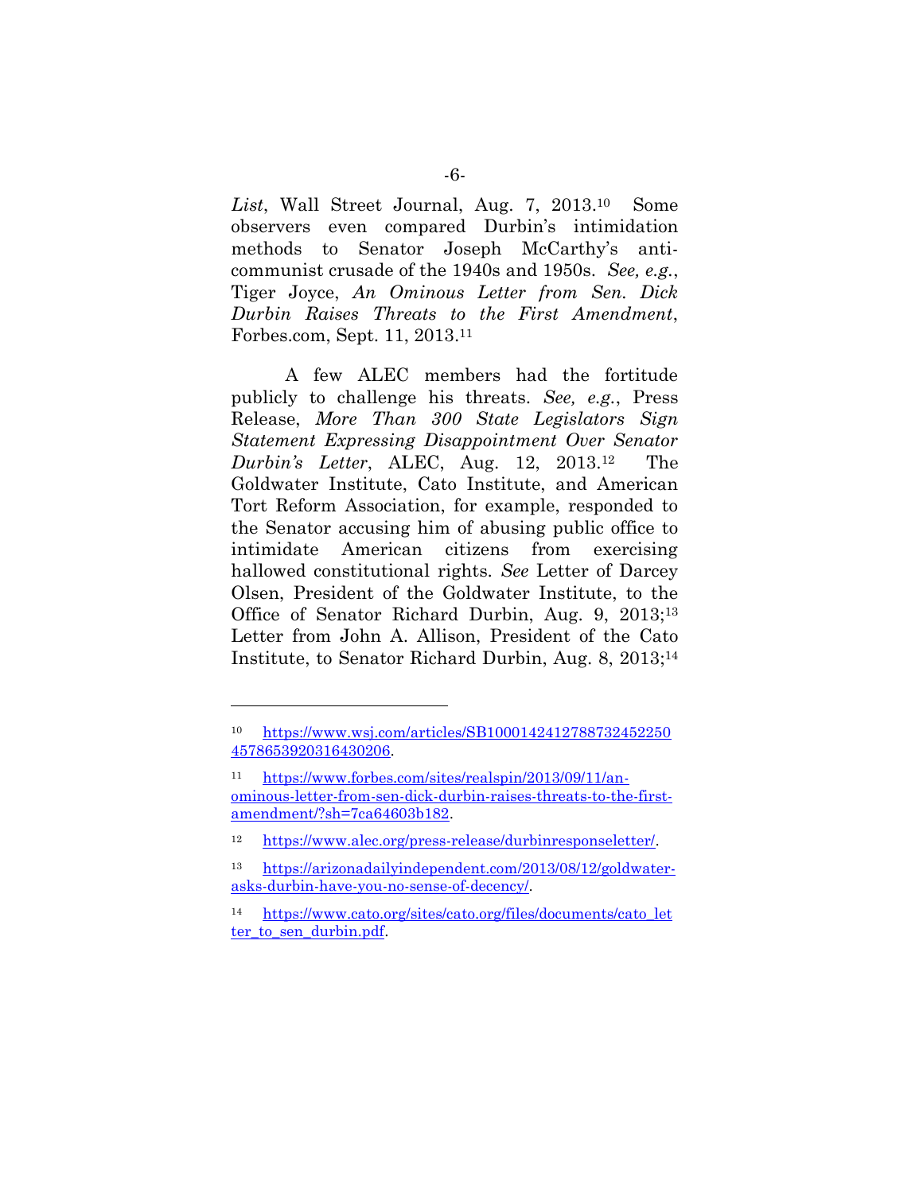*List*, Wall Street Journal, Aug. 7, 2013.[10] Some observers even compared Durbin's intimidation methods to Senator Joseph McCarthy's anti-communist crusade of the 1940s and 1950s. *See, e.g.*, Tiger Joyce, *An Ominous Letter from Sen. Dick Durbin Raises Threats to the First Amendment*, Forbes.com, Sept. 11, 2013.[11]

A few ALEC members had the fortitude publicly to challenge his threats. *See, e.g.*, Press Release, *More Than 300 State Legislators Sign Statement Expressing Disappointment Over Senator Durbin's Letter*, ALEC, Aug. 12, 2013.[12] The Goldwater Institute, Cato Institute, and American Tort Reform Association, for example, responded to the Senator accusing him of abusing public office to intimidate American citizens from exercising hallowed constitutional rights. *See* Letter of Darcey Olsen, President of the Goldwater Institute, to the Office of Senator Richard Durbin, Aug. 9, 2013;[13] Letter from John A. Allison, President of the Cato Institute, to Senator Richard Durbin, Aug. 8, 2013;[14]

---

[10] https://www.wsj.com/articles/SB10001424127887324522504578653920316430206.

[11] https://www.forbes.com/sites/realspin/2013/09/11/an-ominous-letter-from-sen-dick-durbin-raises-threats-to-the-first-amendment/?sh=7ca64603b182.

[12] https://www.alec.org/press-release/durbinresponseletter/.

[13] https://arizonadailyindependent.com/2013/08/12/goldwater-asks-durbin-have-you-no-sense-of-decency/.

[14] https://www.cato.org/sites/cato.org/files/documents/cato_letter_to_sen_durbin.pdf.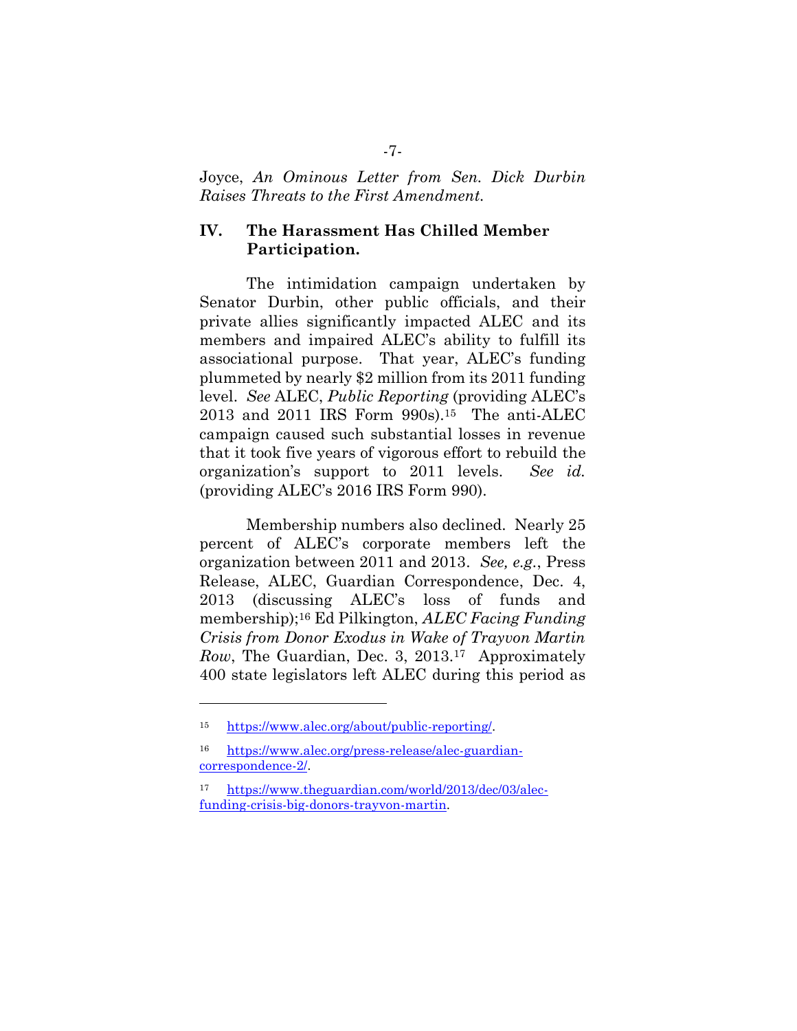Joyce, *An Ominous Letter from Sen. Dick Durbin Raises Threats to the First Amendment.*

## IV. The Harassment Has Chilled Member Participation.

The intimidation campaign undertaken by Senator Durbin, other public officials, and their private allies significantly impacted ALEC and its members and impaired ALEC's ability to fulfill its associational purpose. That year, ALEC's funding plummeted by nearly $2 million from its 2011 funding level. *See* ALEC, *Public Reporting* (providing ALEC's 2013 and 2011 IRS Form 990s).[15] The anti-ALEC campaign caused such substantial losses in revenue that it took five years of vigorous effort to rebuild the organization's support to 2011 levels. *See id.* (providing ALEC's 2016 IRS Form 990).

Membership numbers also declined. Nearly 25 percent of ALEC's corporate members left the organization between 2011 and 2013. *See, e.g.*, Press Release, ALEC, Guardian Correspondence, Dec. 4, 2013 (discussing ALEC's loss of funds and membership);[16] Ed Pilkington, *ALEC Facing Funding Crisis from Donor Exodus in Wake of Trayvon Martin Row*, The Guardian, Dec. 3, 2013.[17] Approximately 400 state legislators left ALEC during this period as

---

[15] https://www.alec.org/about/public-reporting/.

[16] https://www.alec.org/press-release/alec-guardian-correspondence-2/.

[17] https://www.theguardian.com/world/2013/dec/03/alec-funding-crisis-big-donors-trayvon-martin.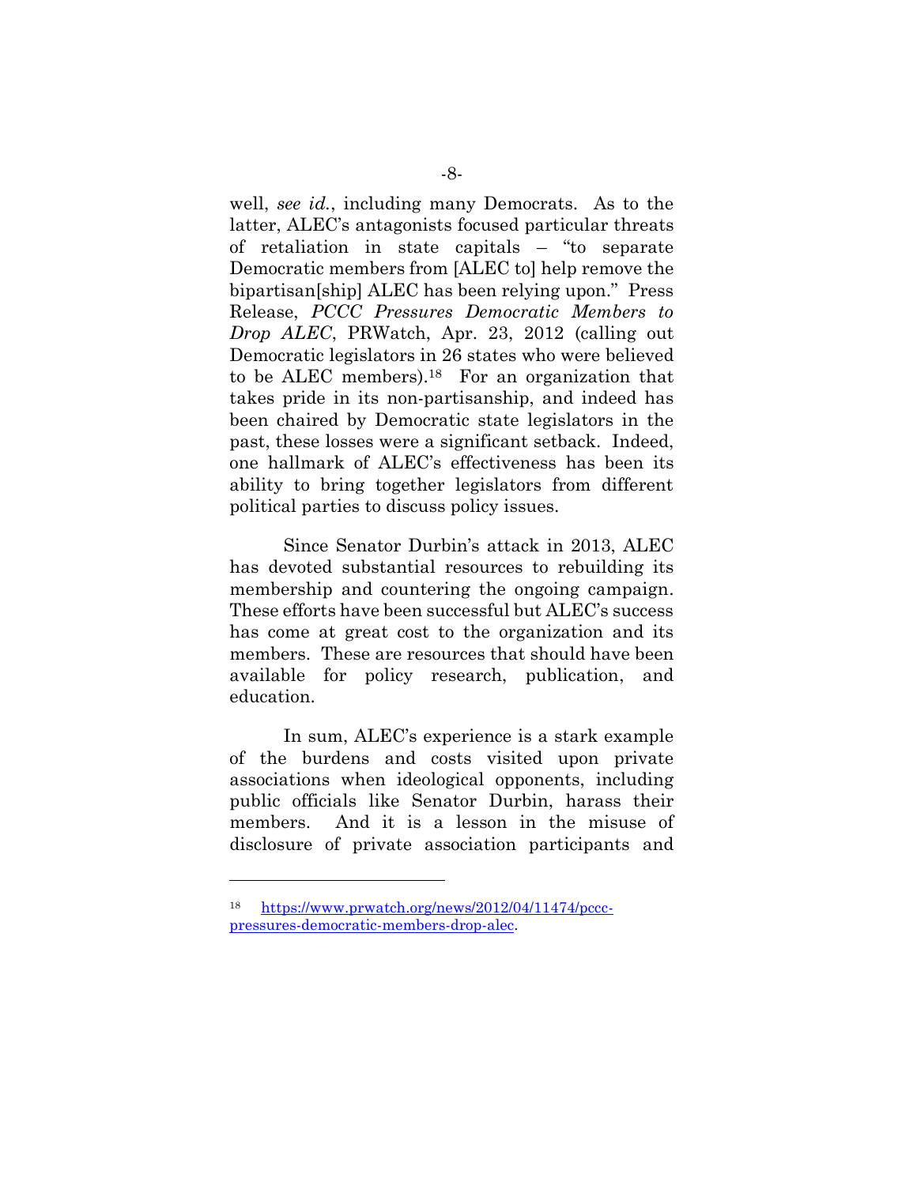well, *see id.*, including many Democrats. As to the latter, ALEC's antagonists focused particular threats of retaliation in state capitals – "to separate Democratic members from [ALEC to] help remove the bipartisan[ship] ALEC has been relying upon." Press Release, *PCCC Pressures Democratic Members to Drop ALEC*, PRWatch, Apr. 23, 2012 (calling out Democratic legislators in 26 states who were believed to be ALEC members).[18] For an organization that takes pride in its non-partisanship, and indeed has been chaired by Democratic state legislators in the past, these losses were a significant setback. Indeed, one hallmark of ALEC's effectiveness has been its ability to bring together legislators from different political parties to discuss policy issues.

Since Senator Durbin's attack in 2013, ALEC has devoted substantial resources to rebuilding its membership and countering the ongoing campaign. These efforts have been successful but ALEC's success has come at great cost to the organization and its members. These are resources that should have been available for policy research, publication, and education.

In sum, ALEC's experience is a stark example of the burdens and costs visited upon private associations when ideological opponents, including public officials like Senator Durbin, harass their members. And it is a lesson in the misuse of disclosure of private association participants and

---

[18] https://www.prwatch.org/news/2012/04/11474/pccc-pressures-democratic-members-drop-alec.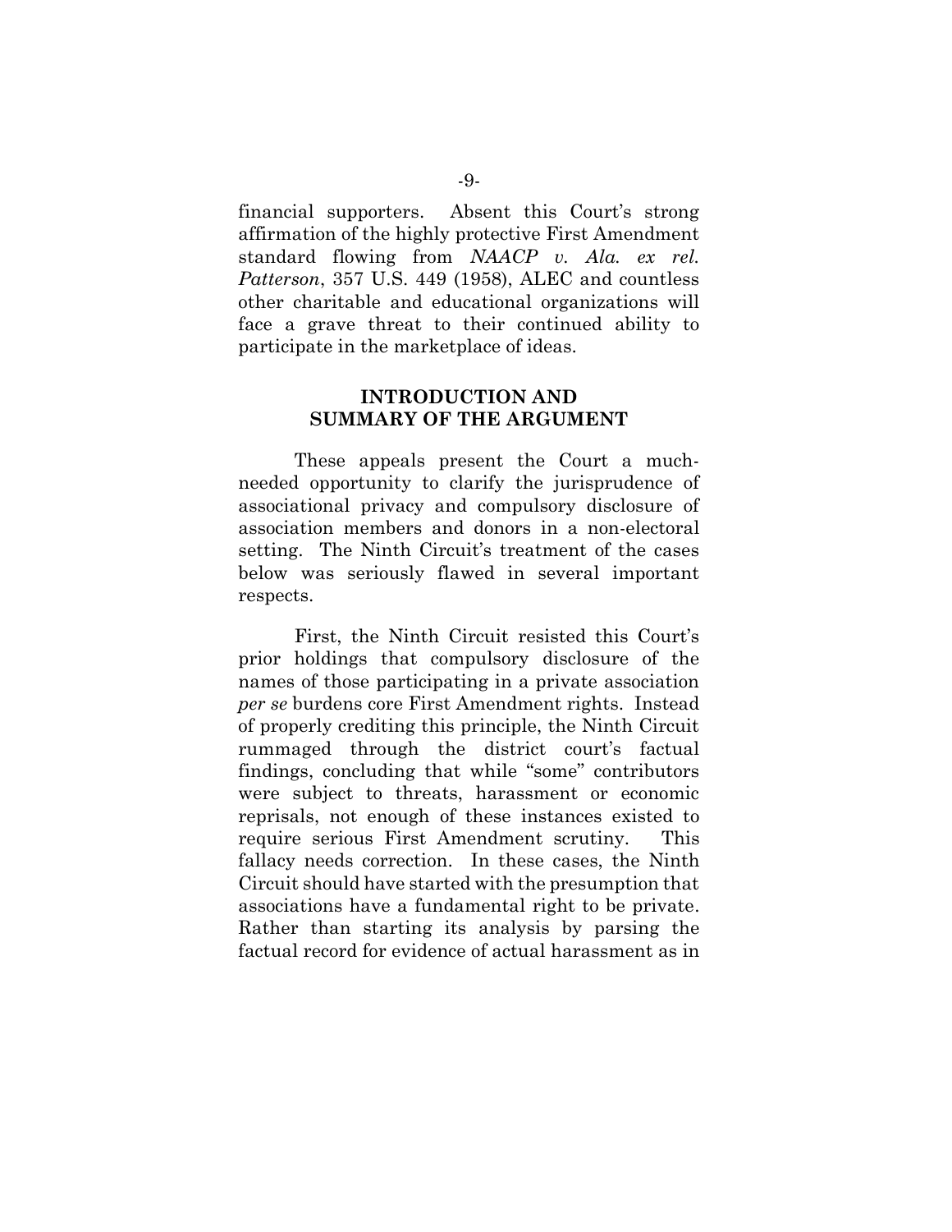financial supporters. Absent this Court's strong affirmation of the highly protective First Amendment standard flowing from *NAACP v. Ala. ex rel. Patterson*, 357 U.S. 449 (1958), ALEC and countless other charitable and educational organizations will face a grave threat to their continued ability to participate in the marketplace of ideas.

## INTRODUCTION AND SUMMARY OF THE ARGUMENT

These appeals present the Court a much-needed opportunity to clarify the jurisprudence of associational privacy and compulsory disclosure of association members and donors in a non-electoral setting. The Ninth Circuit's treatment of the cases below was seriously flawed in several important respects.

First, the Ninth Circuit resisted this Court's prior holdings that compulsory disclosure of the names of those participating in a private association *per se* burdens core First Amendment rights. Instead of properly crediting this principle, the Ninth Circuit rummaged through the district court's factual findings, concluding that while "some" contributors were subject to threats, harassment or economic reprisals, not enough of these instances existed to require serious First Amendment scrutiny. This fallacy needs correction. In these cases, the Ninth Circuit should have started with the presumption that associations have a fundamental right to be private. Rather than starting its analysis by parsing the factual record for evidence of actual harassment as in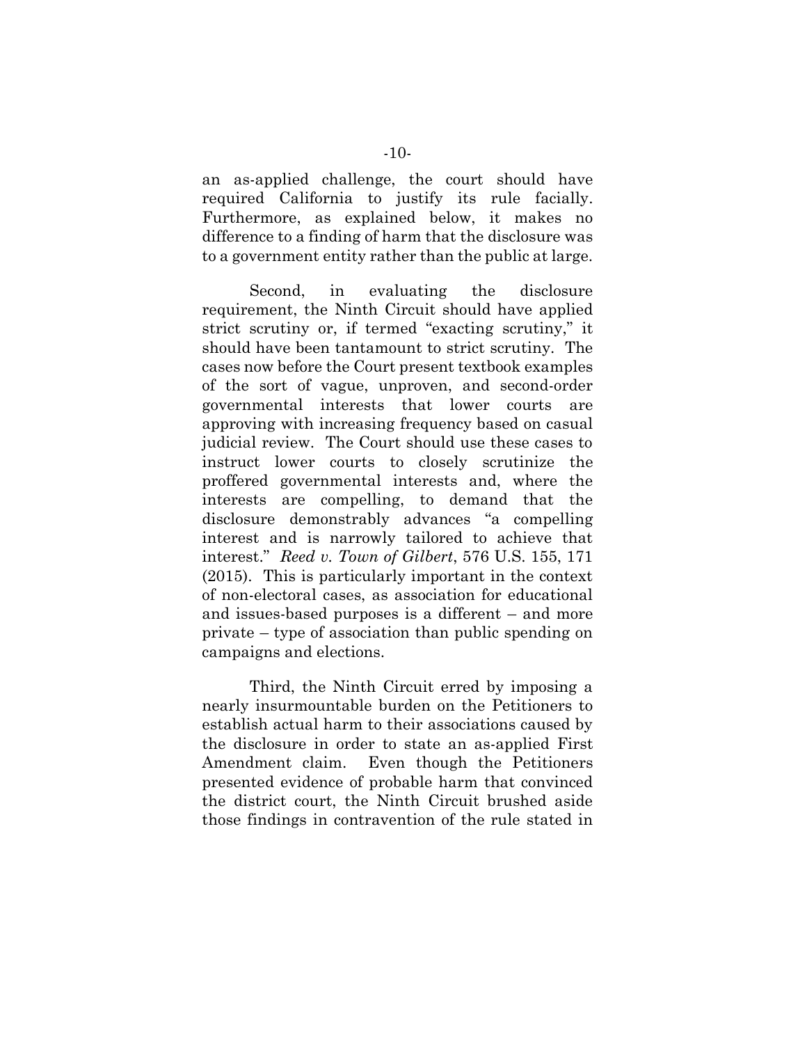an as-applied challenge, the court should have required California to justify its rule facially. Furthermore, as explained below, it makes no difference to a finding of harm that the disclosure was to a government entity rather than the public at large.

Second, in evaluating the disclosure requirement, the Ninth Circuit should have applied strict scrutiny or, if termed "exacting scrutiny," it should have been tantamount to strict scrutiny. The cases now before the Court present textbook examples of the sort of vague, unproven, and second-order governmental interests that lower courts are approving with increasing frequency based on casual judicial review. The Court should use these cases to instruct lower courts to closely scrutinize the proffered governmental interests and, where the interests are compelling, to demand that the disclosure demonstrably advances "a compelling interest and is narrowly tailored to achieve that interest." *Reed v. Town of Gilbert*, 576 U.S. 155, 171 (2015). This is particularly important in the context of non-electoral cases, as association for educational and issues-based purposes is a different – and more private – type of association than public spending on campaigns and elections.

Third, the Ninth Circuit erred by imposing a nearly insurmountable burden on the Petitioners to establish actual harm to their associations caused by the disclosure in order to state an as-applied First Amendment claim. Even though the Petitioners presented evidence of probable harm that convinced the district court, the Ninth Circuit brushed aside those findings in contravention of the rule stated in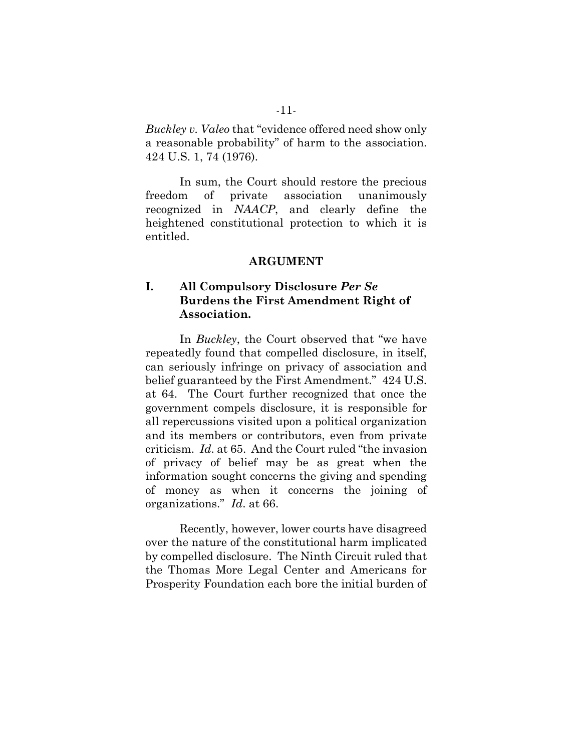*Buckley v. Valeo* that "evidence offered need show only a reasonable probability" of harm to the association. 424 U.S. 1, 74 (1976).

In sum, the Court should restore the precious freedom of private association unanimously recognized in *NAACP*, and clearly define the heightened constitutional protection to which it is entitled.

## ARGUMENT

### I. All Compulsory Disclosure *Per Se* Burdens the First Amendment Right of Association.

In *Buckley*, the Court observed that "we have repeatedly found that compelled disclosure, in itself, can seriously infringe on privacy of association and belief guaranteed by the First Amendment." 424 U.S. at 64. The Court further recognized that once the government compels disclosure, it is responsible for all repercussions visited upon a political organization and its members or contributors, even from private criticism. *Id*. at 65. And the Court ruled "the invasion of privacy of belief may be as great when the information sought concerns the giving and spending of money as when it concerns the joining of organizations." *Id*. at 66.

Recently, however, lower courts have disagreed over the nature of the constitutional harm implicated by compelled disclosure. The Ninth Circuit ruled that the Thomas More Legal Center and Americans for Prosperity Foundation each bore the initial burden of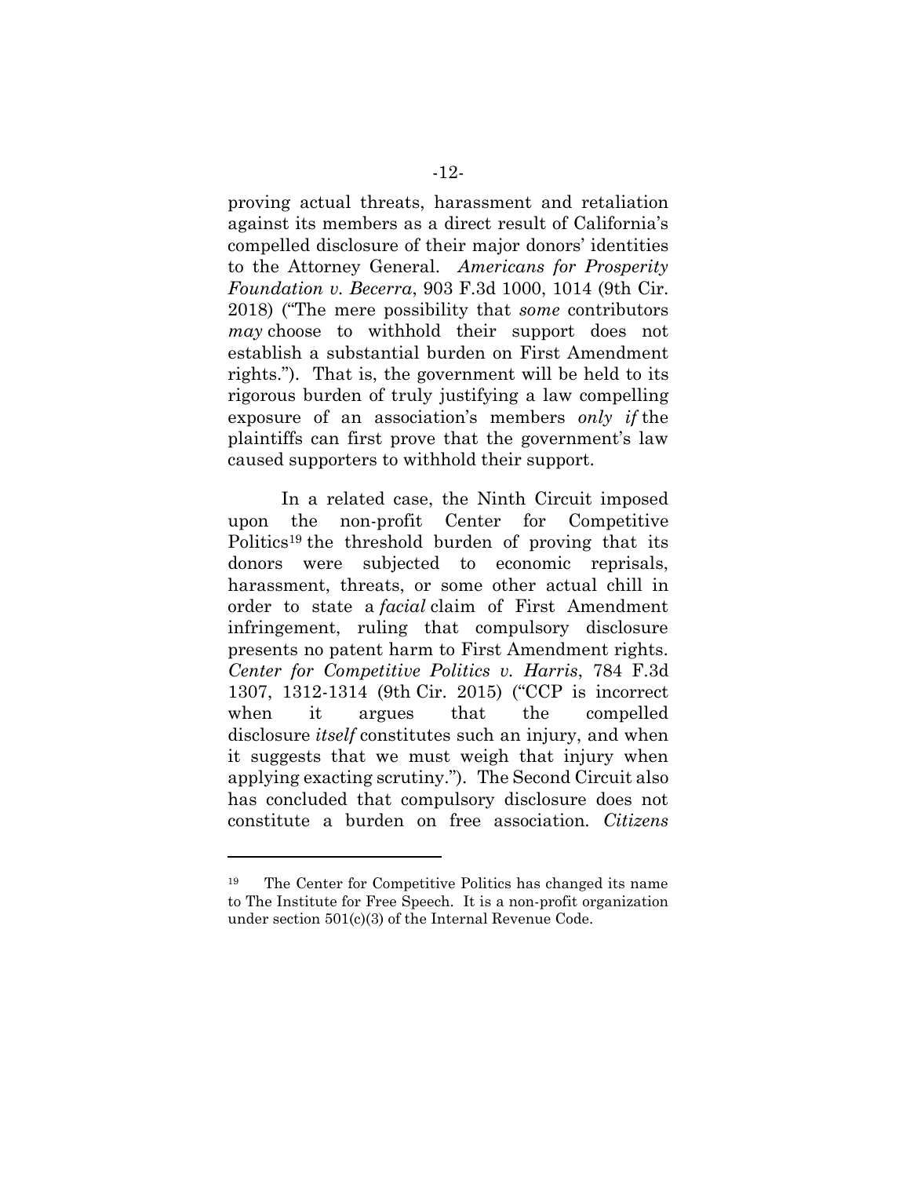proving actual threats, harassment and retaliation against its members as a direct result of California's compelled disclosure of their major donors' identities to the Attorney General. *Americans for Prosperity Foundation v. Becerra*, 903 F.3d 1000, 1014 (9th Cir. 2018) ("The mere possibility that *some* contributors *may* choose to withhold their support does not establish a substantial burden on First Amendment rights."). That is, the government will be held to its rigorous burden of truly justifying a law compelling exposure of an association's members *only if* the plaintiffs can first prove that the government's law caused supporters to withhold their support.

In a related case, the Ninth Circuit imposed upon the non-profit Center for Competitive Politics[19] the threshold burden of proving that its donors were subjected to economic reprisals, harassment, threats, or some other actual chill in order to state a *facial* claim of First Amendment infringement, ruling that compulsory disclosure presents no patent harm to First Amendment rights. *Center for Competitive Politics v. Harris*, 784 F.3d 1307, 1312-1314 (9th Cir. 2015) ("CCP is incorrect when it argues that the compelled disclosure *itself* constitutes such an injury, and when it suggests that we must weigh that injury when applying exacting scrutiny."). The Second Circuit also has concluded that compulsory disclosure does not constitute a burden on free association. *Citizens*

---

[19] The Center for Competitive Politics has changed its name to The Institute for Free Speech. It is a non-profit organization under section 501(c)(3) of the Internal Revenue Code.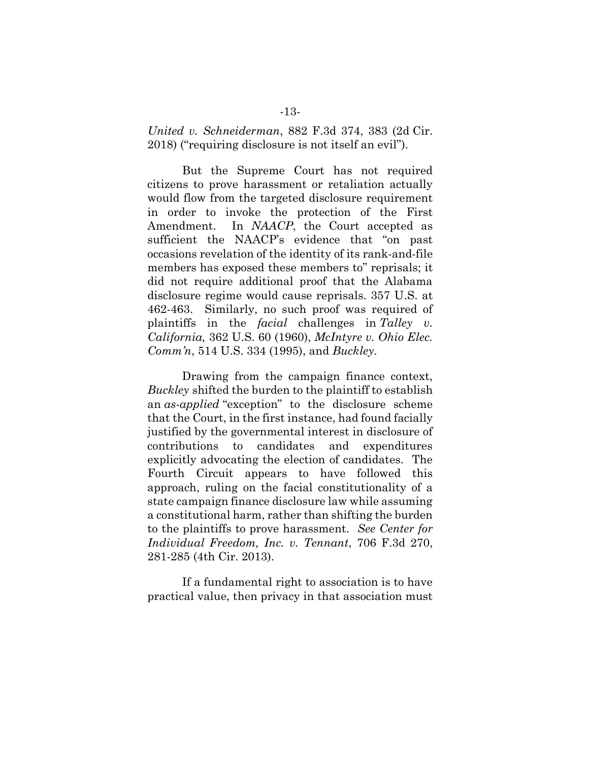*United v. Schneiderman*, 882 F.3d 374, 383 (2d Cir. 2018) ("requiring disclosure is not itself an evil").

But the Supreme Court has not required citizens to prove harassment or retaliation actually would flow from the targeted disclosure requirement in order to invoke the protection of the First Amendment. In *NAACP*, the Court accepted as sufficient the NAACP's evidence that "on past occasions revelation of the identity of its rank-and-file members has exposed these members to" reprisals; it did not require additional proof that the Alabama disclosure regime would cause reprisals. 357 U.S. at 462-463. Similarly, no such proof was required of plaintiffs in the *facial* challenges in *Talley v. California,* 362 U.S. 60 (1960), *McIntyre v. Ohio Elec. Comm'n*, 514 U.S. 334 (1995), and *Buckley*.

Drawing from the campaign finance context, *Buckley* shifted the burden to the plaintiff to establish an *as-applied* "exception" to the disclosure scheme that the Court, in the first instance, had found facially justified by the governmental interest in disclosure of contributions to candidates and expenditures explicitly advocating the election of candidates. The Fourth Circuit appears to have followed this approach, ruling on the facial constitutionality of a state campaign finance disclosure law while assuming a constitutional harm, rather than shifting the burden to the plaintiffs to prove harassment. *See Center for Individual Freedom, Inc. v. Tennant*, 706 F.3d 270, 281-285 (4th Cir. 2013).

If a fundamental right to association is to have practical value, then privacy in that association must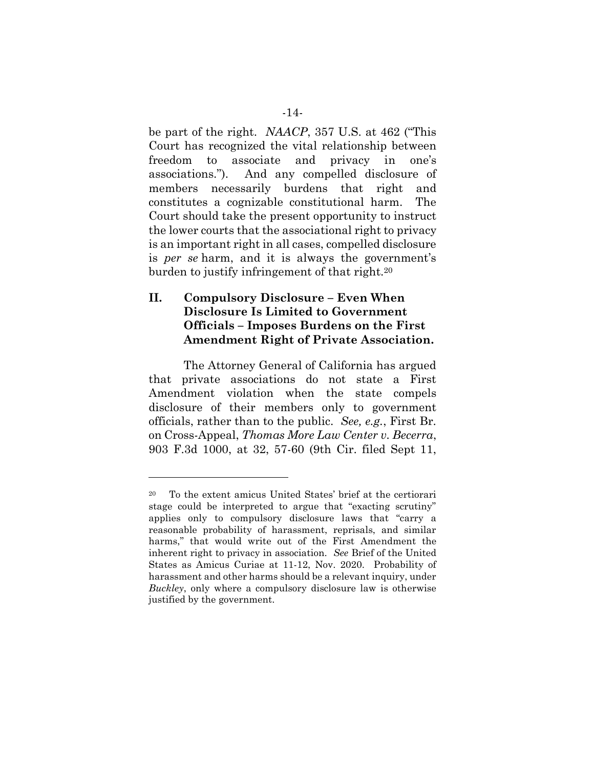be part of the right. *NAACP*, 357 U.S. at 462 ("This Court has recognized the vital relationship between freedom to associate and privacy in one's associations."). And any compelled disclosure of members necessarily burdens that right and constitutes a cognizable constitutional harm. The Court should take the present opportunity to instruct the lower courts that the associational right to privacy is an important right in all cases, compelled disclosure is *per se* harm, and it is always the government's burden to justify infringement of that right.[20]

## II. Compulsory Disclosure – Even When Disclosure Is Limited to Government Officials – Imposes Burdens on the First Amendment Right of Private Association.

The Attorney General of California has argued that private associations do not state a First Amendment violation when the state compels disclosure of their members only to government officials, rather than to the public. *See, e.g.*, First Br. on Cross-Appeal, *Thomas More Law Center v. Becerra*, 903 F.3d 1000, at 32, 57-60 (9th Cir. filed Sept 11,

---

[20] To the extent amicus United States' brief at the certiorari stage could be interpreted to argue that "exacting scrutiny" applies only to compulsory disclosure laws that "carry a reasonable probability of harassment, reprisals, and similar harms," that would write out of the First Amendment the inherent right to privacy in association. *See* Brief of the United States as Amicus Curiae at 11-12, Nov. 2020. Probability of harassment and other harms should be a relevant inquiry, under *Buckley*, only where a compulsory disclosure law is otherwise justified by the government.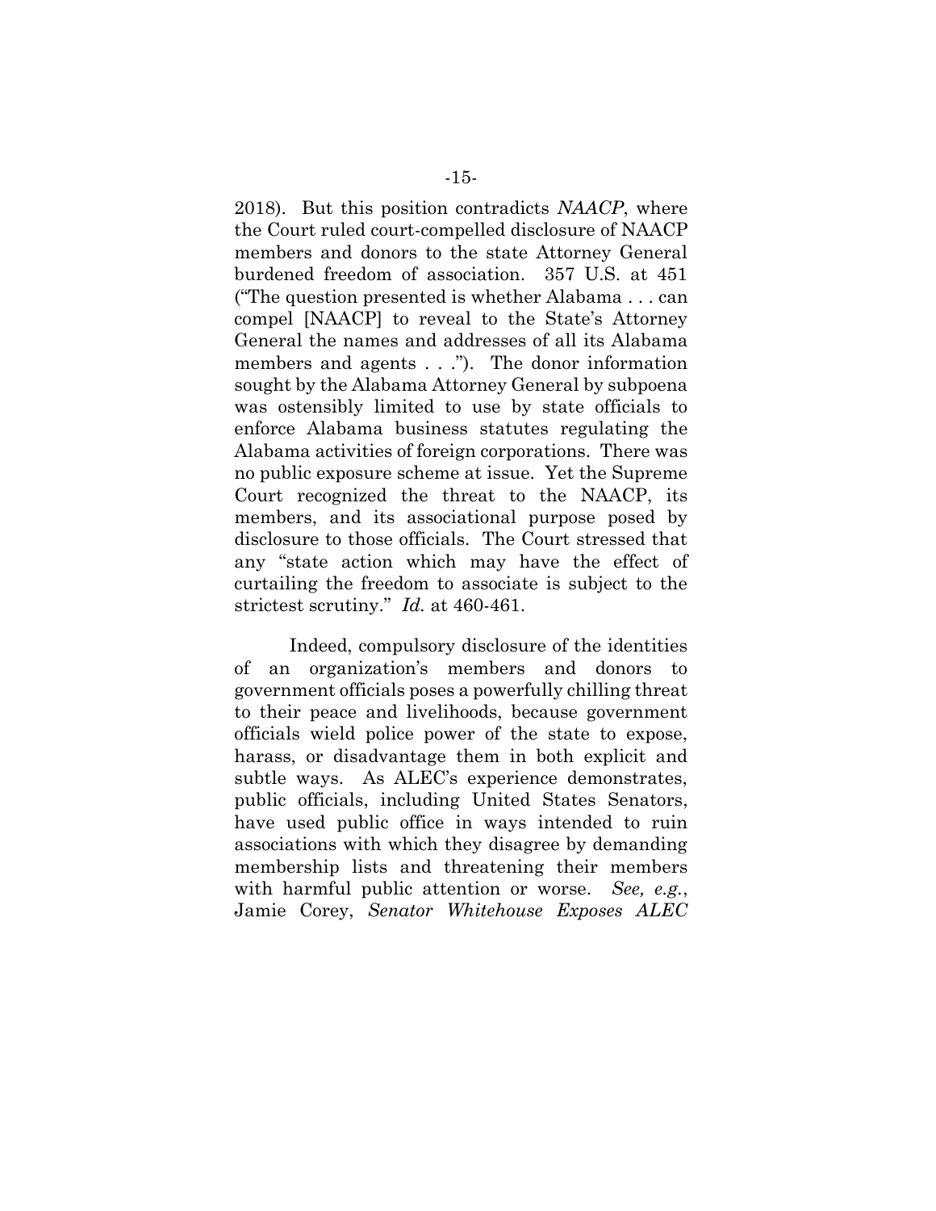2018). But this position contradicts *NAACP*, where the Court ruled court-compelled disclosure of NAACP members and donors to the state Attorney General burdened freedom of association. 357 U.S. at 451 ("The question presented is whether Alabama . . . can compel [NAACP] to reveal to the State's Attorney General the names and addresses of all its Alabama members and agents . . ."). The donor information sought by the Alabama Attorney General by subpoena was ostensibly limited to use by state officials to enforce Alabama business statutes regulating the Alabama activities of foreign corporations. There was no public exposure scheme at issue. Yet the Supreme Court recognized the threat to the NAACP, its members, and its associational purpose posed by disclosure to those officials. The Court stressed that any "state action which may have the effect of curtailing the freedom to associate is subject to the strictest scrutiny." *Id.* at 460-461.

Indeed, compulsory disclosure of the identities of an organization's members and donors to government officials poses a powerfully chilling threat to their peace and livelihoods, because government officials wield police power of the state to expose, harass, or disadvantage them in both explicit and subtle ways. As ALEC's experience demonstrates, public officials, including United States Senators, have used public office in ways intended to ruin associations with which they disagree by demanding membership lists and threatening their members with harmful public attention or worse. *See, e.g.*, Jamie Corey, *Senator Whitehouse Exposes ALEC*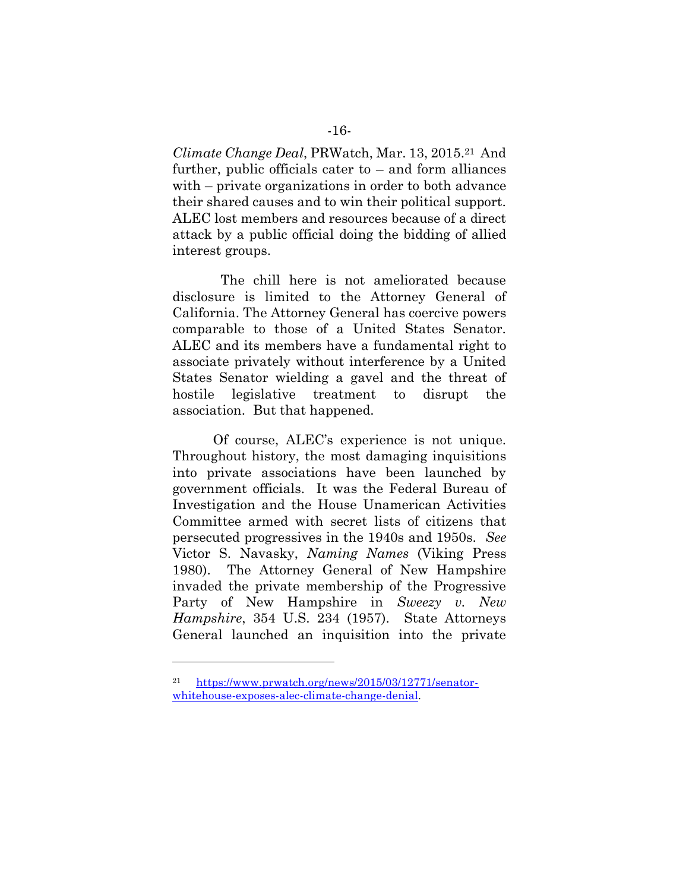*Climate Change Deal*, PRWatch, Mar. 13, 2015.[21] And further, public officials cater to – and form alliances with – private organizations in order to both advance their shared causes and to win their political support. ALEC lost members and resources because of a direct attack by a public official doing the bidding of allied interest groups.

The chill here is not ameliorated because disclosure is limited to the Attorney General of California. The Attorney General has coercive powers comparable to those of a United States Senator. ALEC and its members have a fundamental right to associate privately without interference by a United States Senator wielding a gavel and the threat of hostile legislative treatment to disrupt the association. But that happened.

Of course, ALEC's experience is not unique. Throughout history, the most damaging inquisitions into private associations have been launched by government officials. It was the Federal Bureau of Investigation and the House Unamerican Activities Committee armed with secret lists of citizens that persecuted progressives in the 1940s and 1950s. *See* Victor S. Navasky, *Naming Names* (Viking Press 1980). The Attorney General of New Hampshire invaded the private membership of the Progressive Party of New Hampshire in *Sweezy v. New Hampshire*, 354 U.S. 234 (1957). State Attorneys General launched an inquisition into the private

---

[21] https://www.prwatch.org/news/2015/03/12771/senator-whitehouse-exposes-alec-climate-change-denial.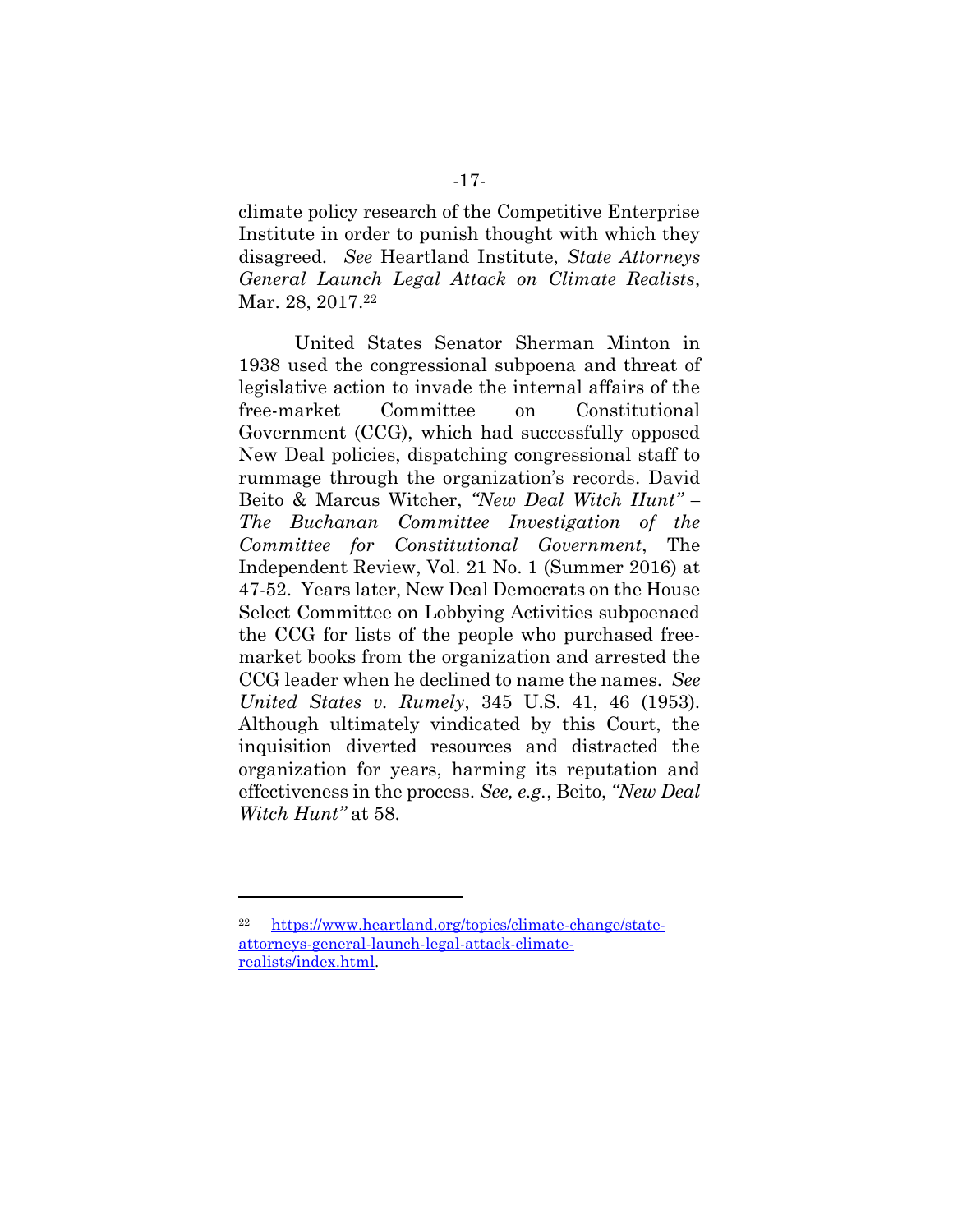climate policy research of the Competitive Enterprise Institute in order to punish thought with which they disagreed. *See* Heartland Institute, *State Attorneys General Launch Legal Attack on Climate Realists*, Mar. 28, 2017.[22]

United States Senator Sherman Minton in 1938 used the congressional subpoena and threat of legislative action to invade the internal affairs of the free-market Committee on Constitutional Government (CCG), which had successfully opposed New Deal policies, dispatching congressional staff to rummage through the organization's records. David Beito & Marcus Witcher, *"New Deal Witch Hunt" – The Buchanan Committee Investigation of the Committee for Constitutional Government*, The Independent Review, Vol. 21 No. 1 (Summer 2016) at 47-52. Years later, New Deal Democrats on the House Select Committee on Lobbying Activities subpoenaed the CCG for lists of the people who purchased free-market books from the organization and arrested the CCG leader when he declined to name the names. *See United States v. Rumely*, 345 U.S. 41, 46 (1953). Although ultimately vindicated by this Court, the inquisition diverted resources and distracted the organization for years, harming its reputation and effectiveness in the process. *See, e.g.*, Beito, *"New Deal Witch Hunt"* at 58.

---

[22] https://www.heartland.org/topics/climate-change/state-attorneys-general-launch-legal-attack-climate-realists/index.html.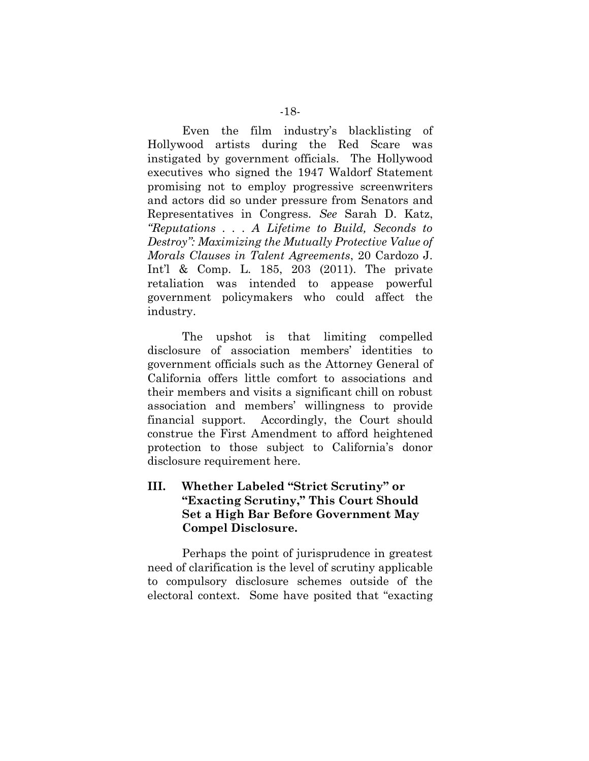Even the film industry's blacklisting of Hollywood artists during the Red Scare was instigated by government officials. The Hollywood executives who signed the 1947 Waldorf Statement promising not to employ progressive screenwriters and actors did so under pressure from Senators and Representatives in Congress. *See* Sarah D. Katz, *"Reputations . . . A Lifetime to Build, Seconds to Destroy": Maximizing the Mutually Protective Value of Morals Clauses in Talent Agreements*, 20 Cardozo J. Int'l & Comp. L. 185, 203 (2011). The private retaliation was intended to appease powerful government policymakers who could affect the industry.

The upshot is that limiting compelled disclosure of association members' identities to government officials such as the Attorney General of California offers little comfort to associations and their members and visits a significant chill on robust association and members' willingness to provide financial support. Accordingly, the Court should construe the First Amendment to afford heightened protection to those subject to California's donor disclosure requirement here.

## III. Whether Labeled "Strict Scrutiny" or "Exacting Scrutiny," This Court Should Set a High Bar Before Government May Compel Disclosure.

Perhaps the point of jurisprudence in greatest need of clarification is the level of scrutiny applicable to compulsory disclosure schemes outside of the electoral context. Some have posited that "exacting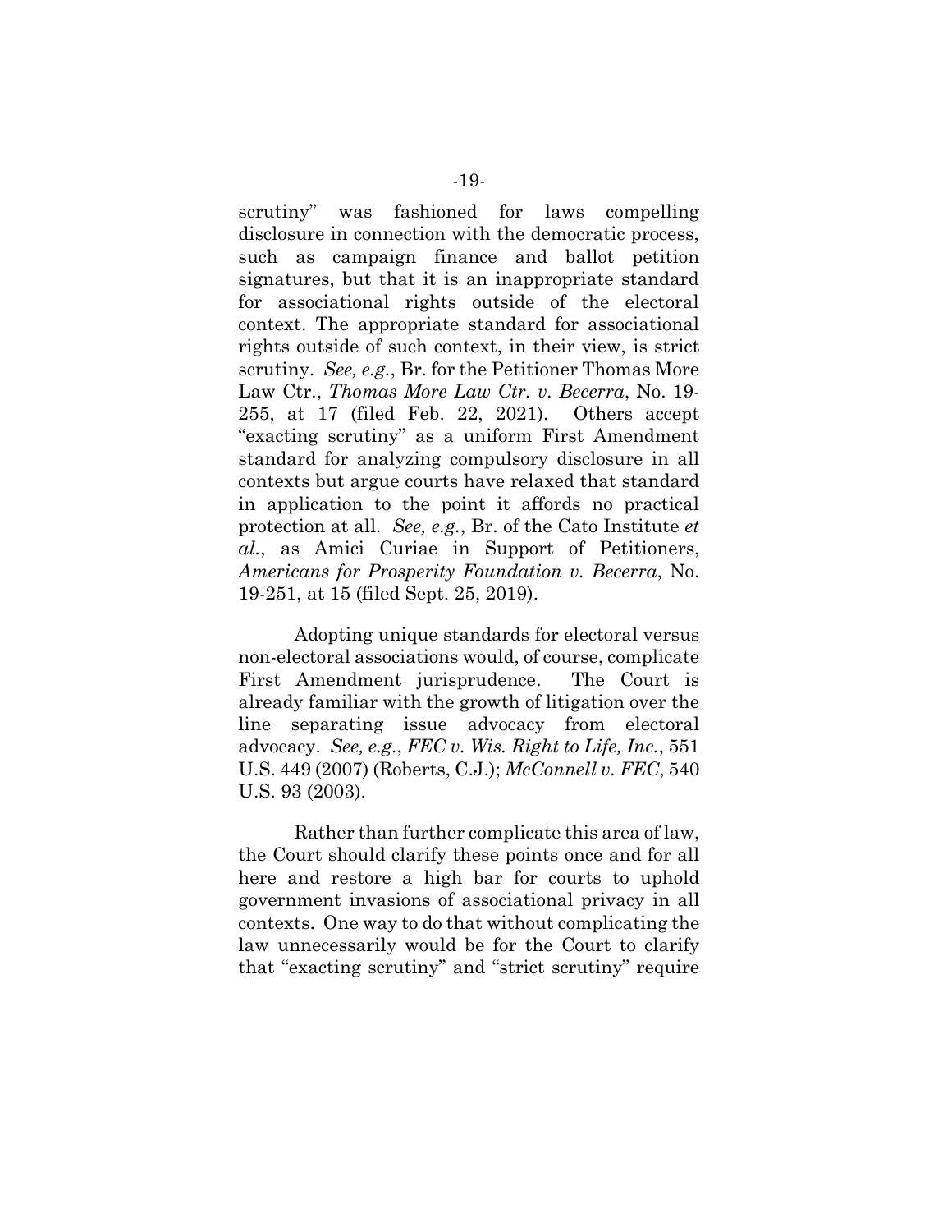scrutiny" was fashioned for laws compelling disclosure in connection with the democratic process, such as campaign finance and ballot petition signatures, but that it is an inappropriate standard for associational rights outside of the electoral context. The appropriate standard for associational rights outside of such context, in their view, is strict scrutiny. *See, e.g.*, Br. for the Petitioner Thomas More Law Ctr., *Thomas More Law Ctr. v. Becerra*, No. 19-255, at 17 (filed Feb. 22, 2021). Others accept "exacting scrutiny" as a uniform First Amendment standard for analyzing compulsory disclosure in all contexts but argue courts have relaxed that standard in application to the point it affords no practical protection at all. *See, e.g.*, Br. of the Cato Institute *et al.*, as Amici Curiae in Support of Petitioners, *Americans for Prosperity Foundation v. Becerra*, No. 19-251, at 15 (filed Sept. 25, 2019).

Adopting unique standards for electoral versus non-electoral associations would, of course, complicate First Amendment jurisprudence. The Court is already familiar with the growth of litigation over the line separating issue advocacy from electoral advocacy. *See, e.g.*, *FEC v. Wis. Right to Life, Inc.*, 551 U.S. 449 (2007) (Roberts, C.J.); *McConnell v. FEC*, 540 U.S. 93 (2003).

Rather than further complicate this area of law, the Court should clarify these points once and for all here and restore a high bar for courts to uphold government invasions of associational privacy in all contexts. One way to do that without complicating the law unnecessarily would be for the Court to clarify that "exacting scrutiny" and "strict scrutiny" require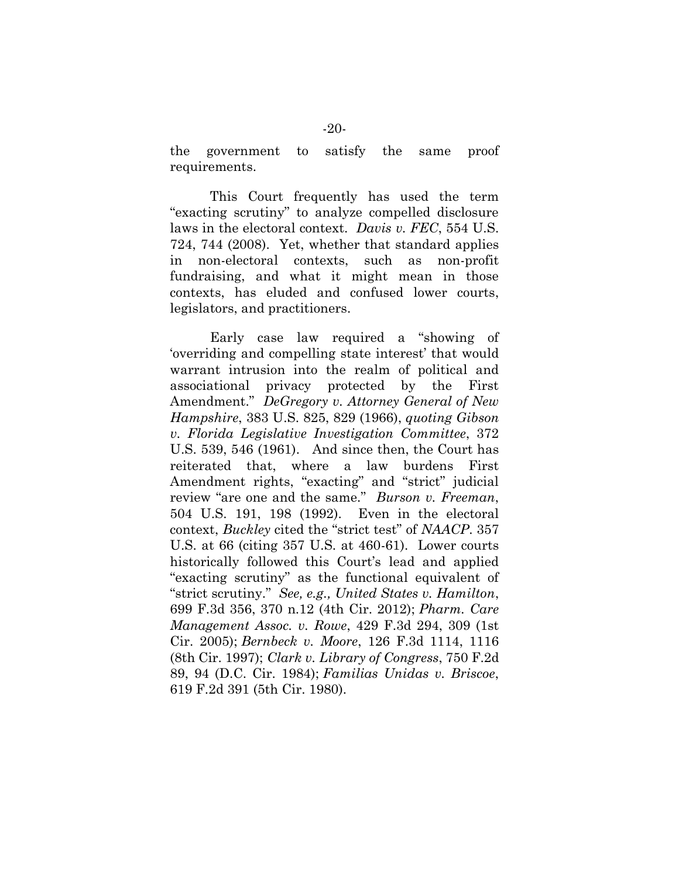the government to satisfy the same proof requirements.

This Court frequently has used the term "exacting scrutiny" to analyze compelled disclosure laws in the electoral context. *Davis v. FEC*, 554 U.S. 724, 744 (2008). Yet, whether that standard applies in non-electoral contexts, such as non-profit fundraising, and what it might mean in those contexts, has eluded and confused lower courts, legislators, and practitioners.

Early case law required a "showing of 'overriding and compelling state interest' that would warrant intrusion into the realm of political and associational privacy protected by the First Amendment." *DeGregory v. Attorney General of New Hampshire*, 383 U.S. 825, 829 (1966), *quoting Gibson v. Florida Legislative Investigation Committee*, 372 U.S. 539, 546 (1961). And since then, the Court has reiterated that, where a law burdens First Amendment rights, "exacting" and "strict" judicial review "are one and the same." *Burson v. Freeman*, 504 U.S. 191, 198 (1992). Even in the electoral context, *Buckley* cited the "strict test" of *NAACP*. 357 U.S. at 66 (citing 357 U.S. at 460-61). Lower courts historically followed this Court's lead and applied "exacting scrutiny" as the functional equivalent of "strict scrutiny." *See, e.g., United States v. Hamilton*, 699 F.3d 356, 370 n.12 (4th Cir. 2012); *Pharm. Care Management Assoc. v. Rowe*, 429 F.3d 294, 309 (1st Cir. 2005); *Bernbeck v. Moore*, 126 F.3d 1114, 1116 (8th Cir. 1997); *Clark v. Library of Congress*, 750 F.2d 89, 94 (D.C. Cir. 1984); *Familias Unidas v. Briscoe*, 619 F.2d 391 (5th Cir. 1980).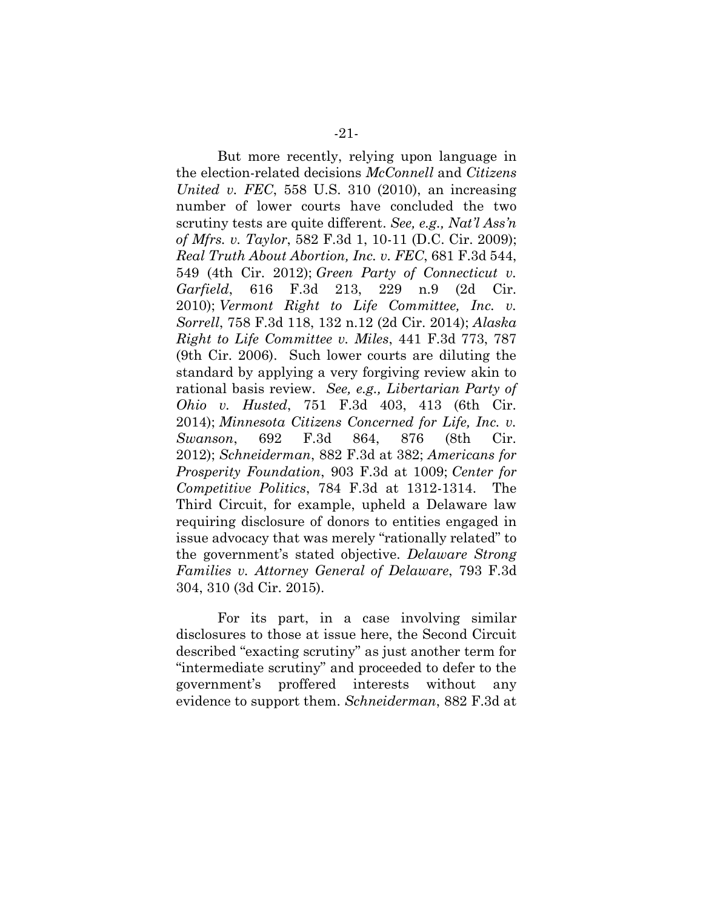But more recently, relying upon language in the election-related decisions *McConnell* and *Citizens United v. FEC*, 558 U.S. 310 (2010), an increasing number of lower courts have concluded the two scrutiny tests are quite different. *See, e.g., Nat'l Ass'n of Mfrs. v. Taylor*, 582 F.3d 1, 10-11 (D.C. Cir. 2009); *Real Truth About Abortion, Inc. v. FEC*, 681 F.3d 544, 549 (4th Cir. 2012); *Green Party of Connecticut v. Garfield*, 616 F.3d 213, 229 n.9 (2d Cir. 2010); *Vermont Right to Life Committee, Inc. v. Sorrell*, 758 F.3d 118, 132 n.12 (2d Cir. 2014); *Alaska Right to Life Committee v. Miles*, 441 F.3d 773, 787 (9th Cir. 2006). Such lower courts are diluting the standard by applying a very forgiving review akin to rational basis review. *See, e.g., Libertarian Party of Ohio v. Husted*, 751 F.3d 403, 413 (6th Cir. 2014); *Minnesota Citizens Concerned for Life, Inc. v. Swanson*, 692 F.3d 864, 876 (8th Cir. 2012); *Schneiderman*, 882 F.3d at 382; *Americans for Prosperity Foundation*, 903 F.3d at 1009; *Center for Competitive Politics*, 784 F.3d at 1312-1314. The Third Circuit, for example, upheld a Delaware law requiring disclosure of donors to entities engaged in issue advocacy that was merely "rationally related" to the government's stated objective. *Delaware Strong Families v. Attorney General of Delaware*, 793 F.3d 304, 310 (3d Cir. 2015).

For its part, in a case involving similar disclosures to those at issue here, the Second Circuit described "exacting scrutiny" as just another term for "intermediate scrutiny" and proceeded to defer to the government's proffered interests without any evidence to support them. *Schneiderman*, 882 F.3d at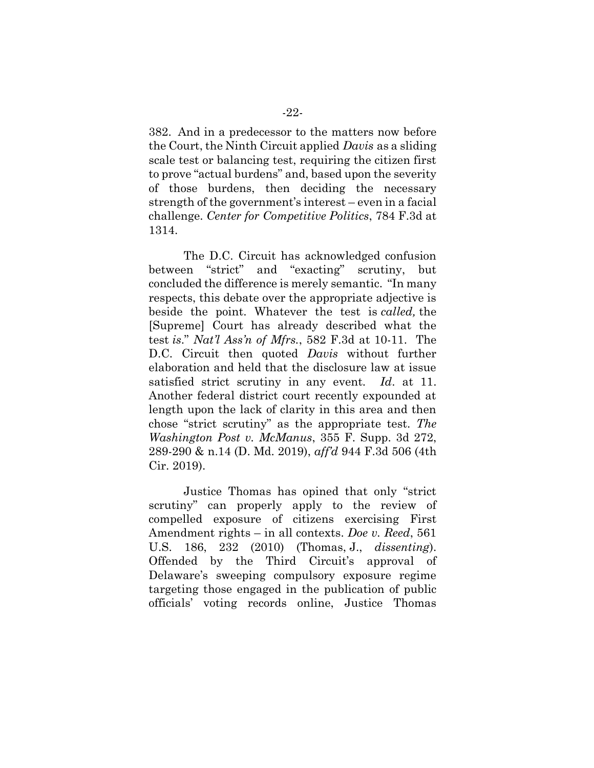382. And in a predecessor to the matters now before the Court, the Ninth Circuit applied *Davis* as a sliding scale test or balancing test, requiring the citizen first to prove "actual burdens" and, based upon the severity of those burdens, then deciding the necessary strength of the government's interest – even in a facial challenge. *Center for Competitive Politics*, 784 F.3d at 1314.

The D.C. Circuit has acknowledged confusion between "strict" and "exacting" scrutiny, but concluded the difference is merely semantic. "In many respects, this debate over the appropriate adjective is beside the point. Whatever the test is *called,* the [Supreme] Court has already described what the test *is*." *Nat'l Ass'n of Mfrs.*, 582 F.3d at 10-11. The D.C. Circuit then quoted *Davis* without further elaboration and held that the disclosure law at issue satisfied strict scrutiny in any event. *Id*. at 11. Another federal district court recently expounded at length upon the lack of clarity in this area and then chose "strict scrutiny" as the appropriate test. *The Washington Post v. McManus*, 355 F. Supp. 3d 272, 289-290 & n.14 (D. Md. 2019), *aff'd* 944 F.3d 506 (4th Cir. 2019).

Justice Thomas has opined that only "strict scrutiny" can properly apply to the review of compelled exposure of citizens exercising First Amendment rights – in all contexts. *Doe v. Reed*, 561 U.S. 186, 232 (2010) (Thomas, J., *dissenting*). Offended by the Third Circuit's approval of Delaware's sweeping compulsory exposure regime targeting those engaged in the publication of public officials' voting records online, Justice Thomas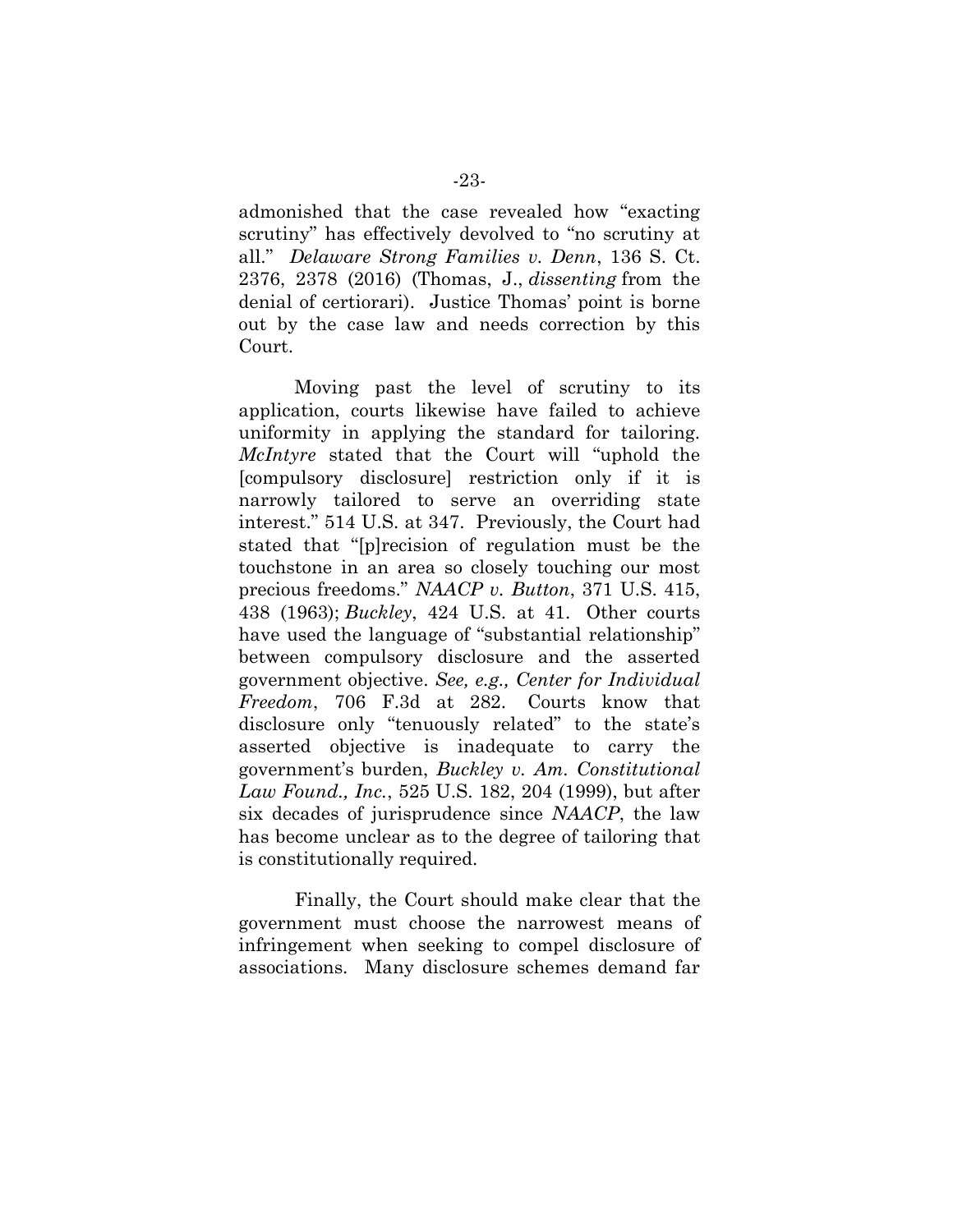admonished that the case revealed how "exacting scrutiny" has effectively devolved to "no scrutiny at all." *Delaware Strong Families v. Denn*, 136 S. Ct. 2376, 2378 (2016) (Thomas, J., *dissenting* from the denial of certiorari). Justice Thomas' point is borne out by the case law and needs correction by this Court.

Moving past the level of scrutiny to its application, courts likewise have failed to achieve uniformity in applying the standard for tailoring. *McIntyre* stated that the Court will "uphold the [compulsory disclosure] restriction only if it is narrowly tailored to serve an overriding state interest." 514 U.S. at 347. Previously, the Court had stated that "[p]recision of regulation must be the touchstone in an area so closely touching our most precious freedoms." *NAACP v. Button*, 371 U.S. 415, 438 (1963); *Buckley*, 424 U.S. at 41. Other courts have used the language of "substantial relationship" between compulsory disclosure and the asserted government objective. *See, e.g., Center for Individual Freedom*, 706 F.3d at 282. Courts know that disclosure only "tenuously related" to the state's asserted objective is inadequate to carry the government's burden, *Buckley v. Am. Constitutional Law Found., Inc.*, 525 U.S. 182, 204 (1999), but after six decades of jurisprudence since *NAACP*, the law has become unclear as to the degree of tailoring that is constitutionally required.

Finally, the Court should make clear that the government must choose the narrowest means of infringement when seeking to compel disclosure of associations. Many disclosure schemes demand far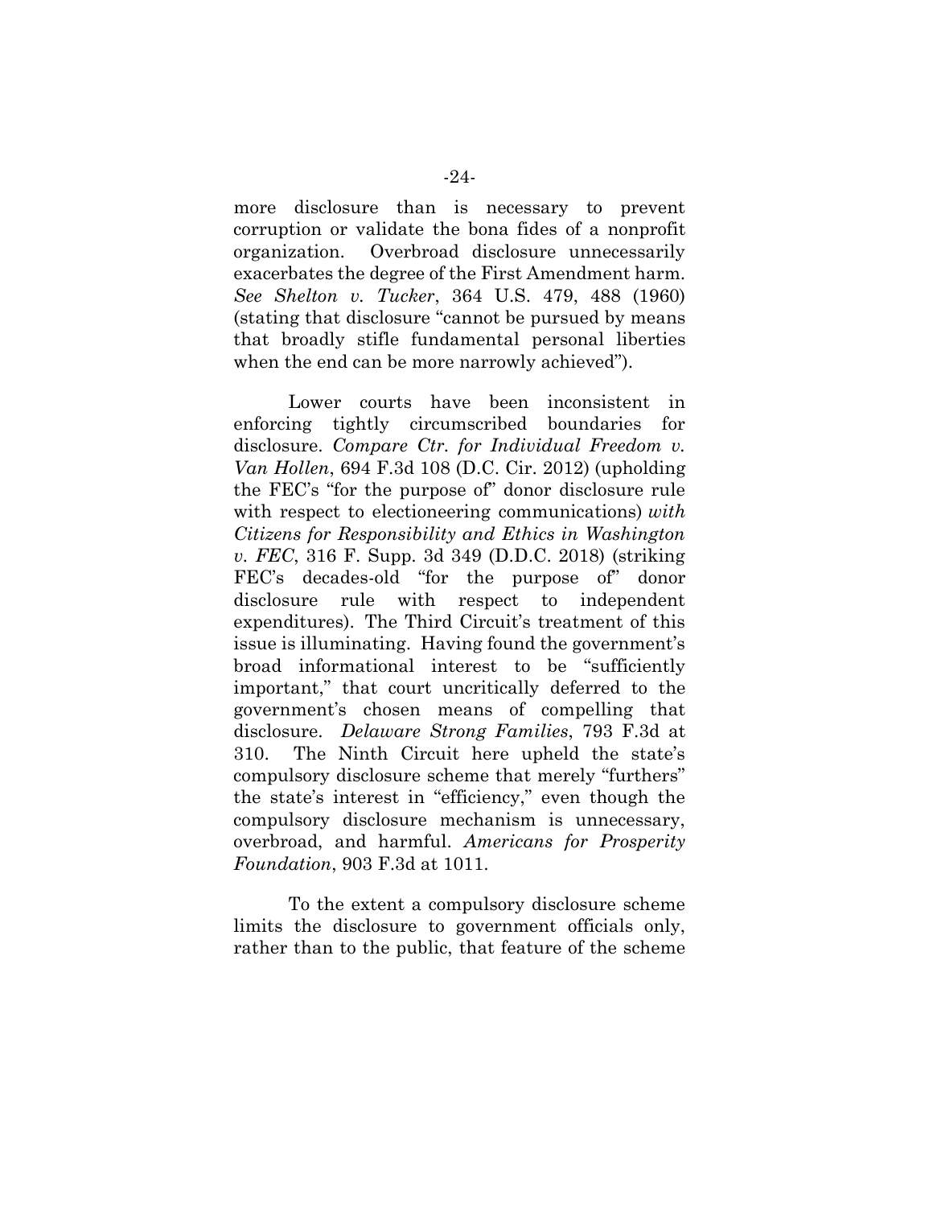more disclosure than is necessary to prevent corruption or validate the bona fides of a nonprofit organization. Overbroad disclosure unnecessarily exacerbates the degree of the First Amendment harm. *See Shelton v. Tucker*, 364 U.S. 479, 488 (1960) (stating that disclosure "cannot be pursued by means that broadly stifle fundamental personal liberties when the end can be more narrowly achieved").

Lower courts have been inconsistent in enforcing tightly circumscribed boundaries for disclosure. *Compare Ctr. for Individual Freedom v. Van Hollen*, 694 F.3d 108 (D.C. Cir. 2012) (upholding the FEC's "for the purpose of" donor disclosure rule with respect to electioneering communications) *with Citizens for Responsibility and Ethics in Washington v. FEC*, 316 F. Supp. 3d 349 (D.D.C. 2018) (striking FEC's decades-old "for the purpose of" donor disclosure rule with respect to independent expenditures). The Third Circuit's treatment of this issue is illuminating. Having found the government's broad informational interest to be "sufficiently important," that court uncritically deferred to the government's chosen means of compelling that disclosure. *Delaware Strong Families*, 793 F.3d at 310. The Ninth Circuit here upheld the state's compulsory disclosure scheme that merely "furthers" the state's interest in "efficiency," even though the compulsory disclosure mechanism is unnecessary, overbroad, and harmful. *Americans for Prosperity Foundation*, 903 F.3d at 1011.

To the extent a compulsory disclosure scheme limits the disclosure to government officials only, rather than to the public, that feature of the scheme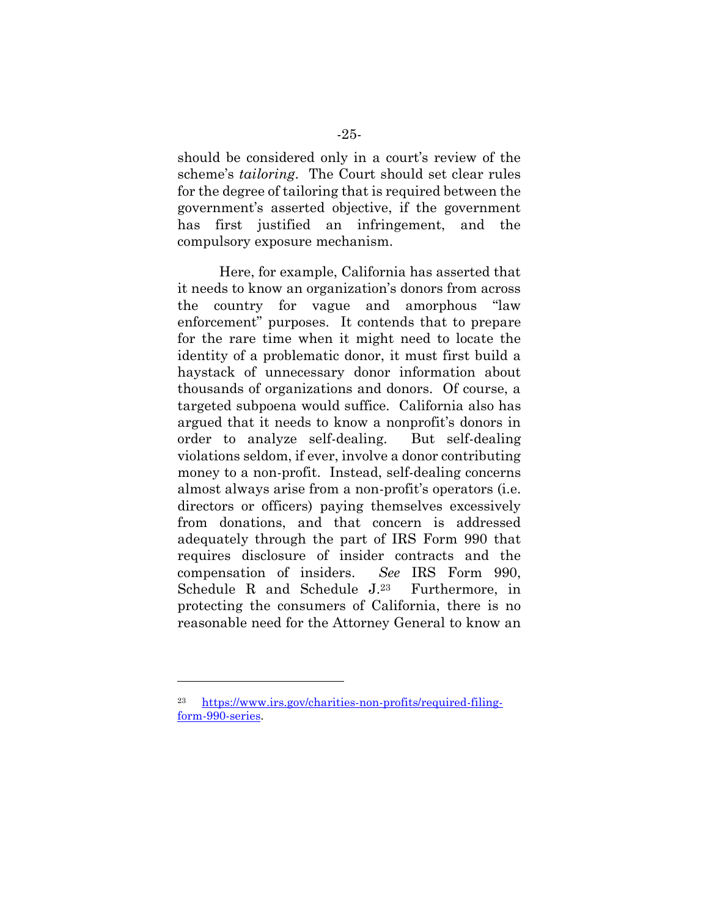should be considered only in a court's review of the scheme's *tailoring*. The Court should set clear rules for the degree of tailoring that is required between the government's asserted objective, if the government has first justified an infringement, and the compulsory exposure mechanism.

Here, for example, California has asserted that it needs to know an organization's donors from across the country for vague and amorphous "law enforcement" purposes. It contends that to prepare for the rare time when it might need to locate the identity of a problematic donor, it must first build a haystack of unnecessary donor information about thousands of organizations and donors. Of course, a targeted subpoena would suffice. California also has argued that it needs to know a nonprofit's donors in order to analyze self-dealing. But self-dealing violations seldom, if ever, involve a donor contributing money to a non-profit. Instead, self-dealing concerns almost always arise from a non-profit's operators (i.e. directors or officers) paying themselves excessively from donations, and that concern is addressed adequately through the part of IRS Form 990 that requires disclosure of insider contracts and the compensation of insiders. *See* IRS Form 990, Schedule R and Schedule J.[23] Furthermore, in protecting the consumers of California, there is no reasonable need for the Attorney General to know an

---

[23] https://www.irs.gov/charities-non-profits/required-filing-form-990-series.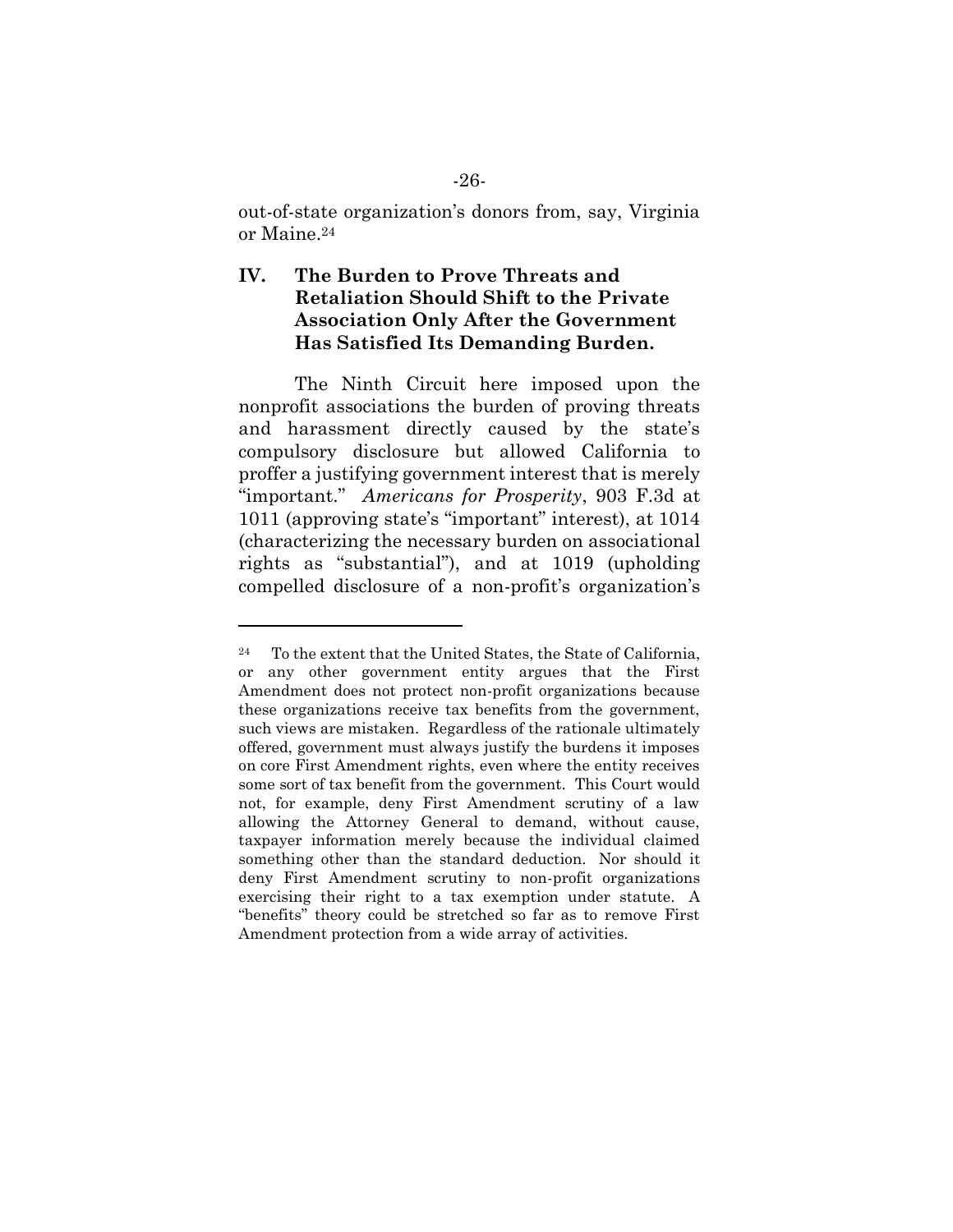out-of-state organization's donors from, say, Virginia or Maine.[24]

## IV. The Burden to Prove Threats and Retaliation Should Shift to the Private Association Only After the Government Has Satisfied Its Demanding Burden.

The Ninth Circuit here imposed upon the nonprofit associations the burden of proving threats and harassment directly caused by the state's compulsory disclosure but allowed California to proffer a justifying government interest that is merely "important." *Americans for Prosperity*, 903 F.3d at 1011 (approving state's "important" interest), at 1014 (characterizing the necessary burden on associational rights as "substantial"), and at 1019 (upholding compelled disclosure of a non-profit's organization's

---

[24] To the extent that the United States, the State of California, or any other government entity argues that the First Amendment does not protect non-profit organizations because these organizations receive tax benefits from the government, such views are mistaken. Regardless of the rationale ultimately offered, government must always justify the burdens it imposes on core First Amendment rights, even where the entity receives some sort of tax benefit from the government. This Court would not, for example, deny First Amendment scrutiny of a law allowing the Attorney General to demand, without cause, taxpayer information merely because the individual claimed something other than the standard deduction. Nor should it deny First Amendment scrutiny to non-profit organizations exercising their right to a tax exemption under statute. A "benefits" theory could be stretched so far as to remove First Amendment protection from a wide array of activities.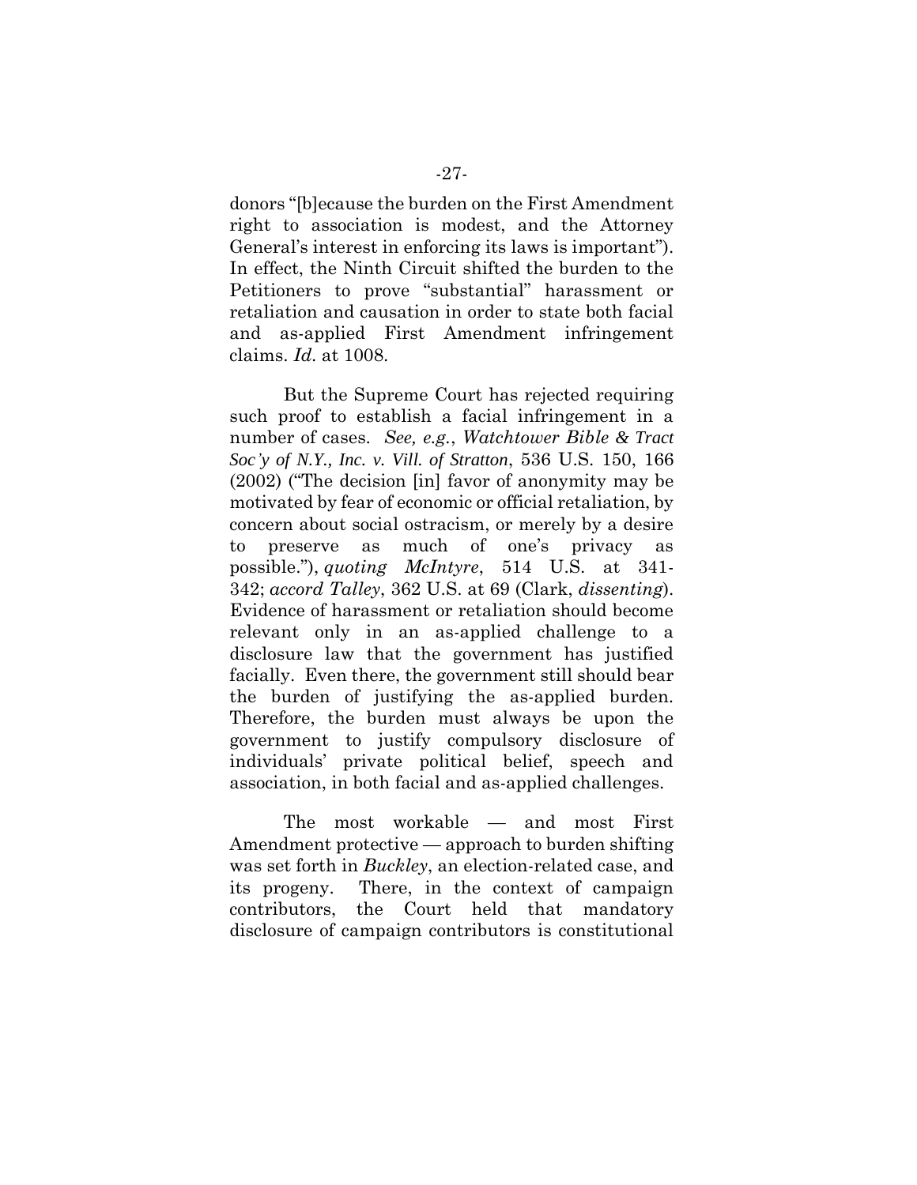donors "[b]ecause the burden on the First Amendment right to association is modest, and the Attorney General's interest in enforcing its laws is important"). In effect, the Ninth Circuit shifted the burden to the Petitioners to prove "substantial" harassment or retaliation and causation in order to state both facial and as-applied First Amendment infringement claims. *Id.* at 1008.

But the Supreme Court has rejected requiring such proof to establish a facial infringement in a number of cases. *See, e.g.*, *Watchtower Bible & Tract Soc'y of N.Y., Inc. v. Vill. of Stratton*, 536 U.S. 150, 166 (2002) ("The decision [in] favor of anonymity may be motivated by fear of economic or official retaliation, by concern about social ostracism, or merely by a desire to preserve as much of one's privacy as possible."), *quoting McIntyre*, 514 U.S. at 341-342; *accord Talley*, 362 U.S. at 69 (Clark, *dissenting*). Evidence of harassment or retaliation should become relevant only in an as-applied challenge to a disclosure law that the government has justified facially. Even there, the government still should bear the burden of justifying the as-applied burden. Therefore, the burden must always be upon the government to justify compulsory disclosure of individuals' private political belief, speech and association, in both facial and as-applied challenges.

The most workable — and most First Amendment protective — approach to burden shifting was set forth in *Buckley*, an election-related case, and its progeny. There, in the context of campaign contributors, the Court held that mandatory disclosure of campaign contributors is constitutional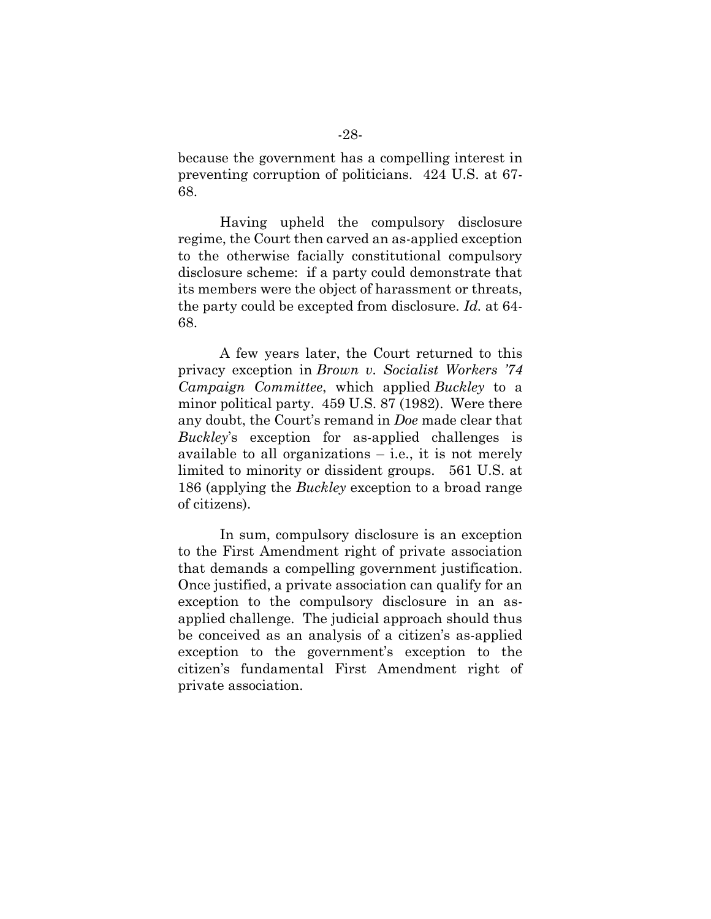because the government has a compelling interest in preventing corruption of politicians. 424 U.S. at 67-68.

Having upheld the compulsory disclosure regime, the Court then carved an as-applied exception to the otherwise facially constitutional compulsory disclosure scheme: if a party could demonstrate that its members were the object of harassment or threats, the party could be excepted from disclosure. *Id.* at 64-68.

A few years later, the Court returned to this privacy exception in *Brown v. Socialist Workers '74 Campaign Committee*, which applied *Buckley* to a minor political party. 459 U.S. 87 (1982). Were there any doubt, the Court's remand in *Doe* made clear that *Buckley*'s exception for as-applied challenges is available to all organizations – i.e., it is not merely limited to minority or dissident groups. 561 U.S. at 186 (applying the *Buckley* exception to a broad range of citizens).

In sum, compulsory disclosure is an exception to the First Amendment right of private association that demands a compelling government justification. Once justified, a private association can qualify for an exception to the compulsory disclosure in an as-applied challenge. The judicial approach should thus be conceived as an analysis of a citizen's as-applied exception to the government's exception to the citizen's fundamental First Amendment right of private association.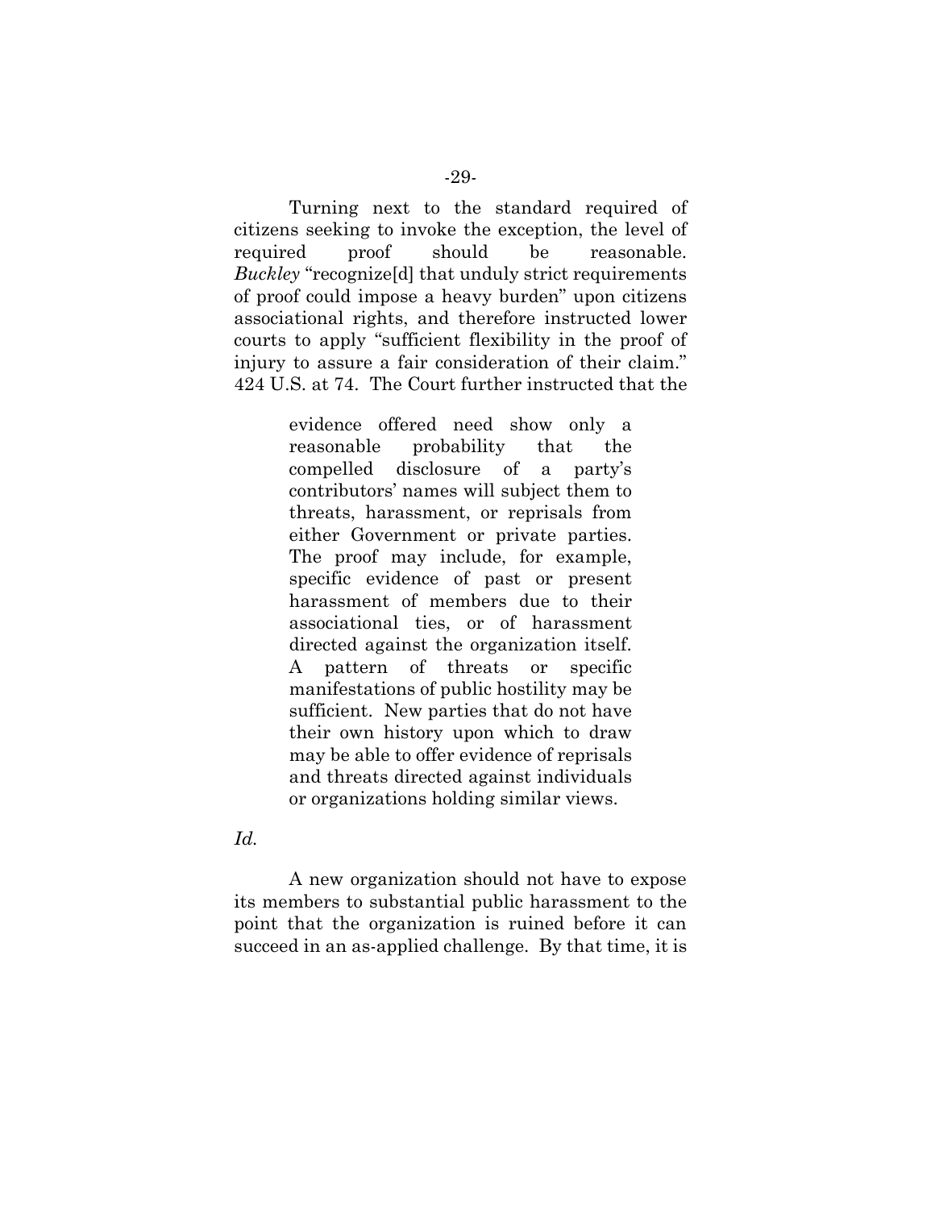Turning next to the standard required of citizens seeking to invoke the exception, the level of required proof should be reasonable. *Buckley* "recognize[d] that unduly strict requirements of proof could impose a heavy burden" upon citizens associational rights, and therefore instructed lower courts to apply "sufficient flexibility in the proof of injury to assure a fair consideration of their claim." 424 U.S. at 74. The Court further instructed that the

> evidence offered need show only a reasonable probability that the compelled disclosure of a party's contributors' names will subject them to threats, harassment, or reprisals from either Government or private parties. The proof may include, for example, specific evidence of past or present harassment of members due to their associational ties, or of harassment directed against the organization itself. A pattern of threats or specific manifestations of public hostility may be sufficient. New parties that do not have their own history upon which to draw may be able to offer evidence of reprisals and threats directed against individuals or organizations holding similar views.

*Id.*

A new organization should not have to expose its members to substantial public harassment to the point that the organization is ruined before it can succeed in an as-applied challenge. By that time, it is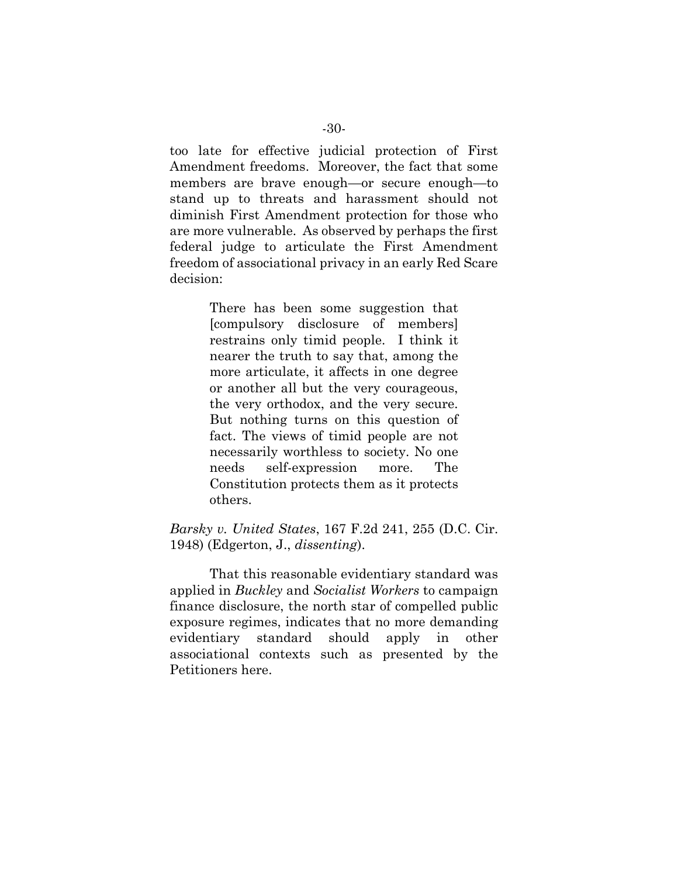too late for effective judicial protection of First Amendment freedoms. Moreover, the fact that some members are brave enough—or secure enough—to stand up to threats and harassment should not diminish First Amendment protection for those who are more vulnerable. As observed by perhaps the first federal judge to articulate the First Amendment freedom of associational privacy in an early Red Scare decision:

> There has been some suggestion that [compulsory disclosure of members] restrains only timid people. I think it nearer the truth to say that, among the more articulate, it affects in one degree or another all but the very courageous, the very orthodox, and the very secure. But nothing turns on this question of fact. The views of timid people are not necessarily worthless to society. No one needs self-expression more. The Constitution protects them as it protects others.

*Barsky v. United States*, 167 F.2d 241, 255 (D.C. Cir. 1948) (Edgerton, J., *dissenting*).

That this reasonable evidentiary standard was applied in *Buckley* and *Socialist Workers* to campaign finance disclosure, the north star of compelled public exposure regimes, indicates that no more demanding evidentiary standard should apply in other associational contexts such as presented by the Petitioners here.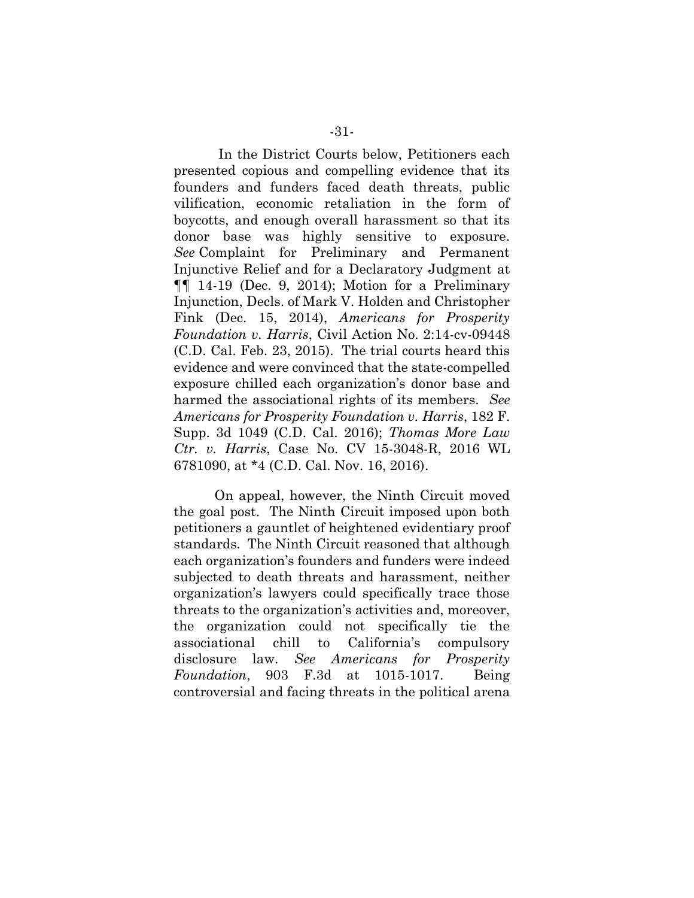In the District Courts below, Petitioners each presented copious and compelling evidence that its founders and funders faced death threats, public vilification, economic retaliation in the form of boycotts, and enough overall harassment so that its donor base was highly sensitive to exposure. *See* Complaint for Preliminary and Permanent Injunctive Relief and for a Declaratory Judgment at ¶¶ 14-19 (Dec. 9, 2014); Motion for a Preliminary Injunction, Decls. of Mark V. Holden and Christopher Fink (Dec. 15, 2014), *Americans for Prosperity Foundation v. Harris*, Civil Action No. 2:14-cv-09448 (C.D. Cal. Feb. 23, 2015). The trial courts heard this evidence and were convinced that the state-compelled exposure chilled each organization's donor base and harmed the associational rights of its members. *See Americans for Prosperity Foundation v. Harris*, 182 F. Supp. 3d 1049 (C.D. Cal. 2016); *Thomas More Law Ctr. v. Harris*, Case No. CV 15-3048-R, 2016 WL 6781090, at *4 (C.D. Cal. Nov. 16, 2016).

On appeal, however, the Ninth Circuit moved the goal post. The Ninth Circuit imposed upon both petitioners a gauntlet of heightened evidentiary proof standards. The Ninth Circuit reasoned that although each organization's founders and funders were indeed subjected to death threats and harassment, neither organization's lawyers could specifically trace those threats to the organization's activities and, moreover, the organization could not specifically tie the associational chill to California's compulsory disclosure law. *See Americans for Prosperity Foundation*, 903 F.3d at 1015-1017. Being controversial and facing threats in the political arena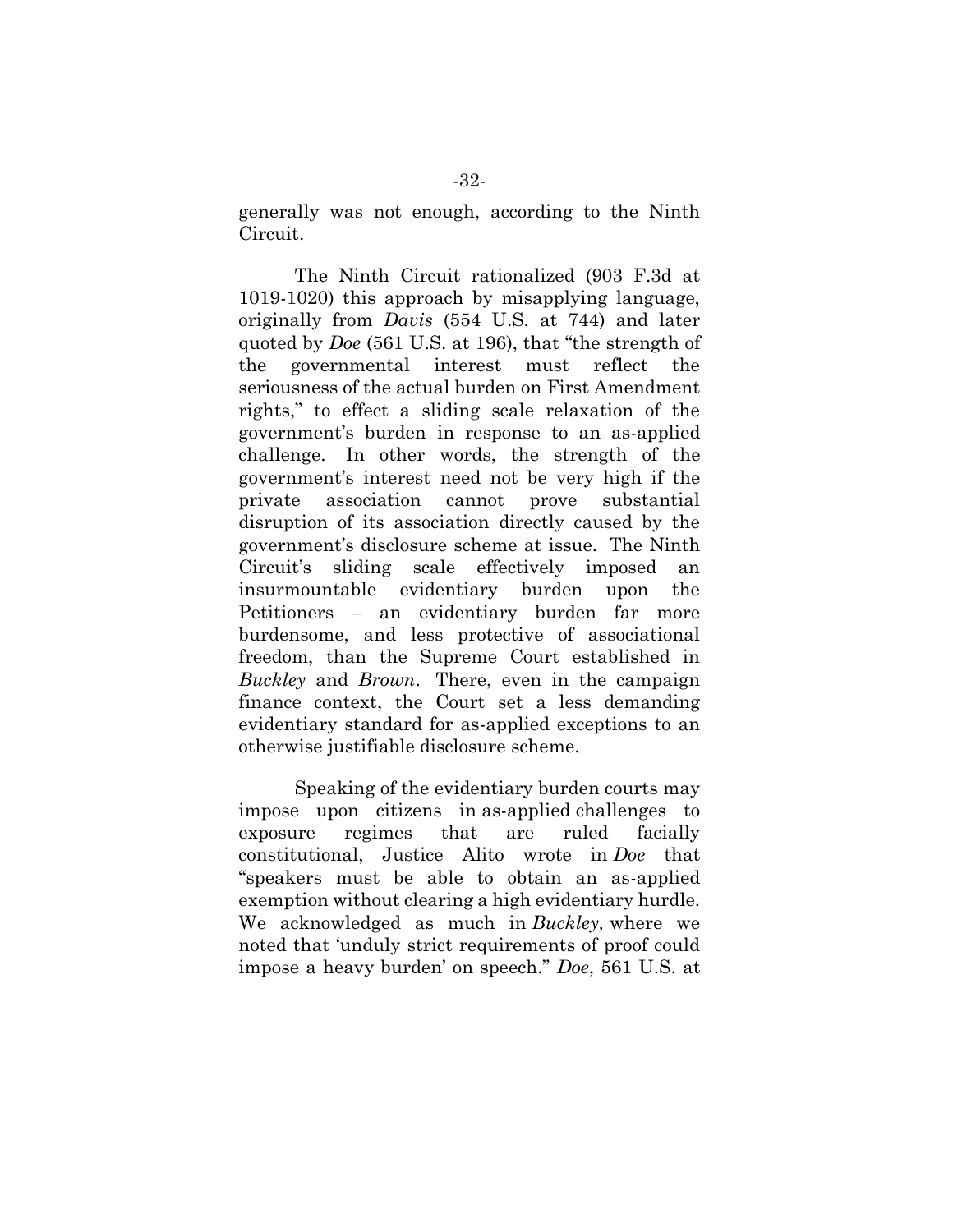generally was not enough, according to the Ninth Circuit.

The Ninth Circuit rationalized (903 F.3d at 1019-1020) this approach by misapplying language, originally from *Davis* (554 U.S. at 744) and later quoted by *Doe* (561 U.S. at 196), that "the strength of the governmental interest must reflect the seriousness of the actual burden on First Amendment rights," to effect a sliding scale relaxation of the government's burden in response to an as-applied challenge. In other words, the strength of the government's interest need not be very high if the private association cannot prove substantial disruption of its association directly caused by the government's disclosure scheme at issue. The Ninth Circuit's sliding scale effectively imposed an insurmountable evidentiary burden upon the Petitioners – an evidentiary burden far more burdensome, and less protective of associational freedom, than the Supreme Court established in *Buckley* and *Brown*. There, even in the campaign finance context, the Court set a less demanding evidentiary standard for as-applied exceptions to an otherwise justifiable disclosure scheme.

Speaking of the evidentiary burden courts may impose upon citizens in as-applied challenges to exposure regimes that are ruled facially constitutional, Justice Alito wrote in *Doe* that "speakers must be able to obtain an as-applied exemption without clearing a high evidentiary hurdle. We acknowledged as much in *Buckley,* where we noted that 'unduly strict requirements of proof could impose a heavy burden' on speech." *Doe*, 561 U.S. at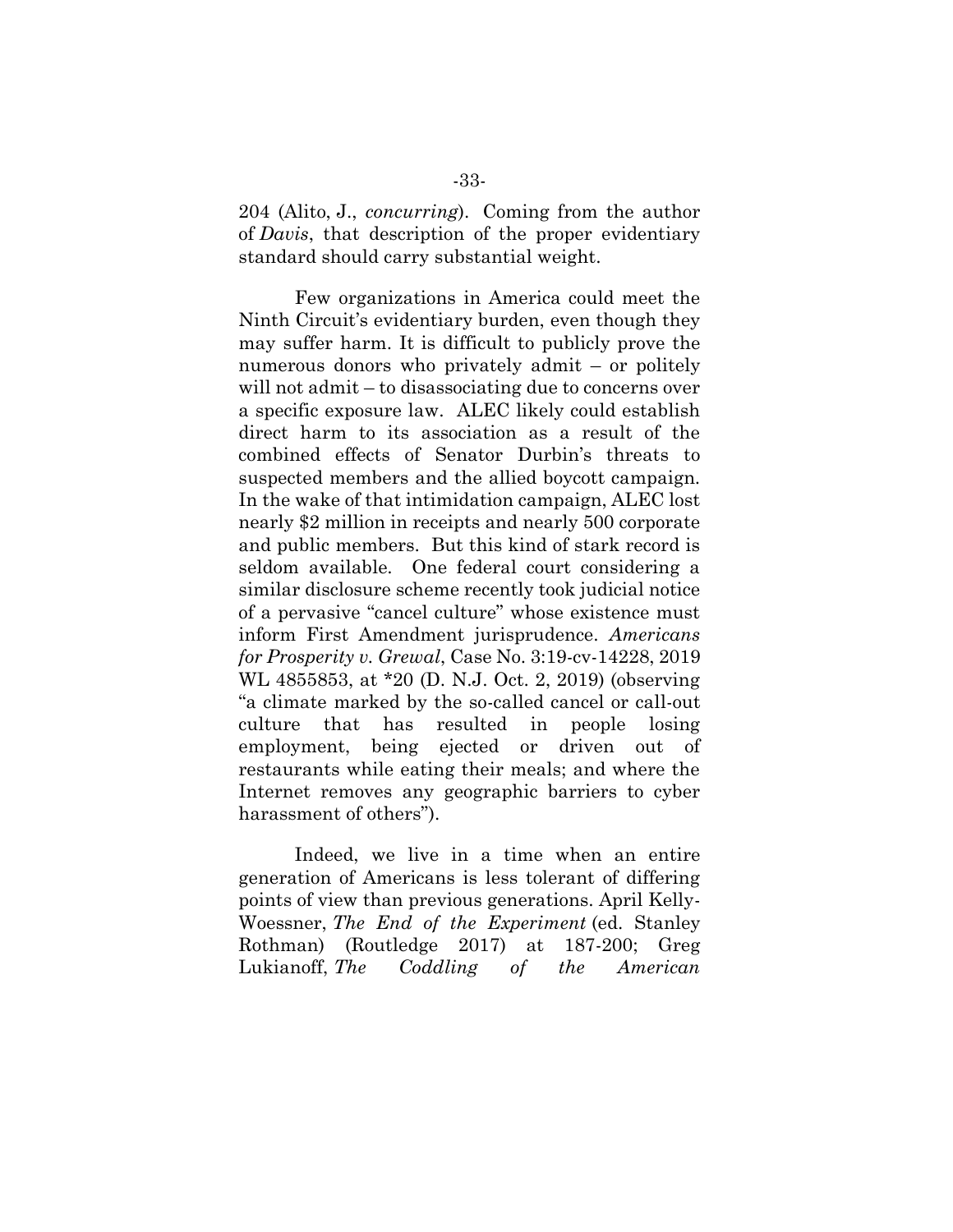204 (Alito, J., *concurring*). Coming from the author of *Davis*, that description of the proper evidentiary standard should carry substantial weight.

Few organizations in America could meet the Ninth Circuit's evidentiary burden, even though they may suffer harm. It is difficult to publicly prove the numerous donors who privately admit – or politely will not admit – to disassociating due to concerns over a specific exposure law. ALEC likely could establish direct harm to its association as a result of the combined effects of Senator Durbin's threats to suspected members and the allied boycott campaign. In the wake of that intimidation campaign, ALEC lost nearly $2 million in receipts and nearly 500 corporate and public members. But this kind of stark record is seldom available. One federal court considering a similar disclosure scheme recently took judicial notice of a pervasive "cancel culture" whose existence must inform First Amendment jurisprudence. *Americans for Prosperity v. Grewal*, Case No. 3:19-cv-14228, 2019 WL 4855853, at *20 (D. N.J. Oct. 2, 2019) (observing "a climate marked by the so-called cancel or call-out culture that has resulted in people losing employment, being ejected or driven out of restaurants while eating their meals; and where the Internet removes any geographic barriers to cyber harassment of others").

Indeed, we live in a time when an entire generation of Americans is less tolerant of differing points of view than previous generations. April Kelly-Woessner, *The End of the Experiment* (ed. Stanley Rothman) (Routledge 2017) at 187-200; Greg Lukianoff, *The Coddling of the American*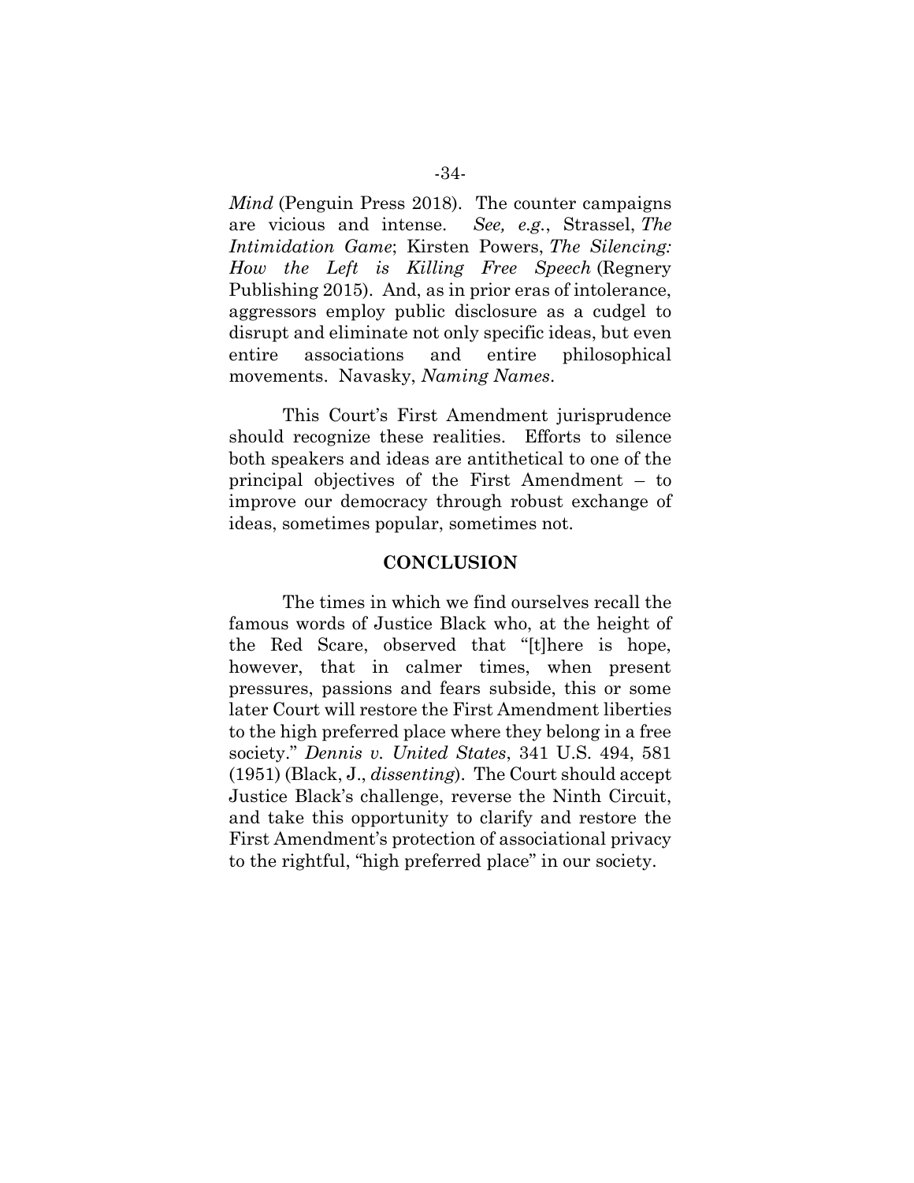*Mind* (Penguin Press 2018). The counter campaigns are vicious and intense. *See, e.g.*, Strassel, *The Intimidation Game*; Kirsten Powers, *The Silencing: How the Left is Killing Free Speech* (Regnery Publishing 2015). And, as in prior eras of intolerance, aggressors employ public disclosure as a cudgel to disrupt and eliminate not only specific ideas, but even entire associations and entire philosophical movements. Navasky, *Naming Names*.

This Court's First Amendment jurisprudence should recognize these realities. Efforts to silence both speakers and ideas are antithetical to one of the principal objectives of the First Amendment – to improve our democracy through robust exchange of ideas, sometimes popular, sometimes not.

## CONCLUSION

The times in which we find ourselves recall the famous words of Justice Black who, at the height of the Red Scare, observed that "[t]here is hope, however, that in calmer times, when present pressures, passions and fears subside, this or some later Court will restore the First Amendment liberties to the high preferred place where they belong in a free society." *Dennis v. United States*, 341 U.S. 494, 581 (1951) (Black, J., *dissenting*). The Court should accept Justice Black's challenge, reverse the Ninth Circuit, and take this opportunity to clarify and restore the First Amendment's protection of associational privacy to the rightful, "high preferred place" in our society.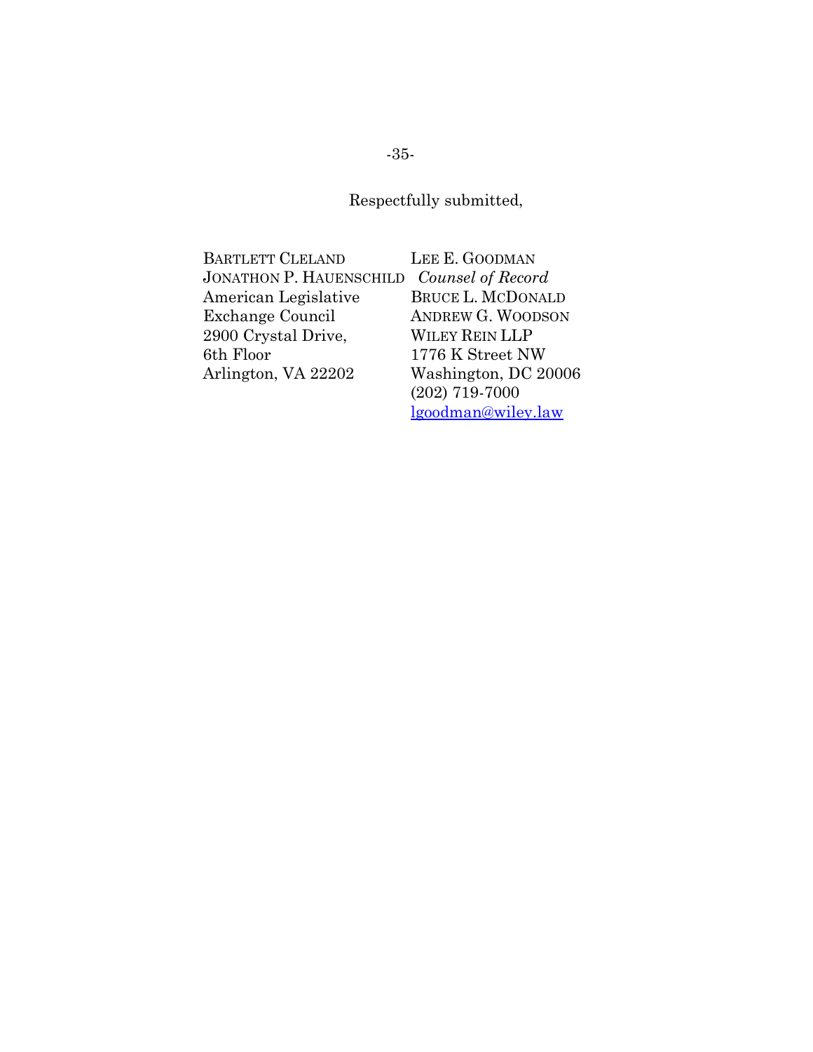Respectfully submitted,

| | |
|---|---|
| BARTLETT CLELAND | LEE E. GOODMAN |
| JONATHON P. HAUENSCHILD | *Counsel of Record* |
| American Legislative | BRUCE L. MCDONALD |
| Exchange Council | ANDREW G. WOODSON |
| 2900 Crystal Drive, | WILEY REIN LLP |
| 6th Floor | 1776 K Street NW |
| Arlington, VA 22202 | Washington, DC 20006 |
| | (202) 719-7000 |
| | lgoodman@wiley.law |